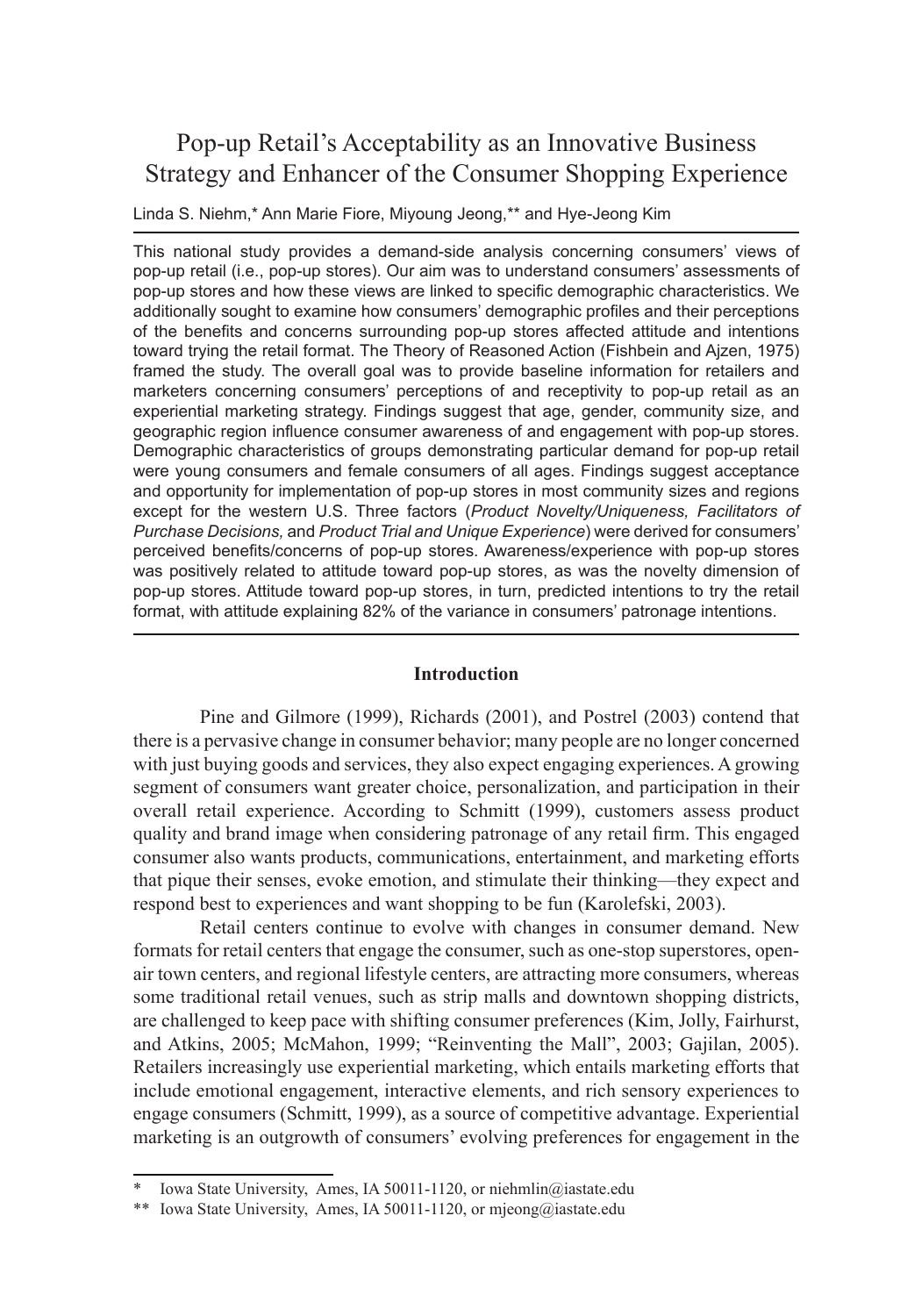# Pop-up Retail's Acceptability as an Innovative Business Strategy and Enhancer of the Consumer Shopping Experience

Linda S. Niehm,* Ann Marie Fiore, Miyoung Jeong,** and Hye-Jeong Kim

This national study provides a demand-side analysis concerning consumers' views of pop-up retail (i.e., pop-up stores). Our aim was to understand consumers' assessments of pop-up stores and how these views are linked to specific demographic characteristics. We additionally sought to examine how consumers' demographic profiles and their perceptions of the benefits and concerns surrounding pop-up stores affected attitude and intentions toward trying the retail format. The Theory of Reasoned Action (Fishbein and Ajzen, 1975) framed the study. The overall goal was to provide baseline information for retailers and marketers concerning consumers' perceptions of and receptivity to pop-up retail as an experiential marketing strategy. Findings suggest that age, gender, community size, and geographic region influence consumer awareness of and engagement with pop-up stores. Demographic characteristics of groups demonstrating particular demand for pop-up retail were young consumers and female consumers of all ages. Findings suggest acceptance and opportunity for implementation of pop-up stores in most community sizes and regions except for the western U.S. Three factors (*Product Novelty/Uniqueness, Facilitators of Purchase Decisions,* and *Product Trial and Unique Experience*) were derived for consumers' perceived benefits/concerns of pop-up stores. Awareness/experience with pop-up stores was positively related to attitude toward pop-up stores, as was the novelty dimension of pop-up stores. Attitude toward pop-up stores, in turn, predicted intentions to try the retail format, with attitude explaining 82% of the variance in consumers' patronage intentions.

## Introduction

Pine and Gilmore (1999), Richards (2001), and Postrel (2003) contend that there is a pervasive change in consumer behavior; many people are no longer concerned with just buying goods and services, they also expect engaging experiences. A growing segment of consumers want greater choice, personalization, and participation in their overall retail experience. According to Schmitt (1999), customers assess product quality and brand image when considering patronage of any retail firm. This engaged consumer also wants products, communications, entertainment, and marketing efforts that pique their senses, evoke emotion, and stimulate their thinking—they expect and respond best to experiences and want shopping to be fun (Karolefski, 2003).

Retail centers continue to evolve with changes in consumer demand. New formats for retail centers that engage the consumer, such as one-stop superstores, open-air town centers, and regional lifestyle centers, are attracting more consumers, whereas some traditional retail venues, such as strip malls and downtown shopping districts, are challenged to keep pace with shifting consumer preferences (Kim, Jolly, Fairhurst, and Atkins, 2005; McMahon, 1999; "Reinventing the Mall", 2003; Gajilan, 2005). Retailers increasingly use experiential marketing, which entails marketing efforts that include emotional engagement, interactive elements, and rich sensory experiences to engage consumers (Schmitt, 1999), as a source of competitive advantage. Experiential marketing is an outgrowth of consumers' evolving preferences for engagement in the

---

\* Iowa State University, Ames, IA 50011-1120, or niehmlin@iastate.edu

\*\* Iowa State University, Ames, IA 50011-1120, or mjeong@iastate.edu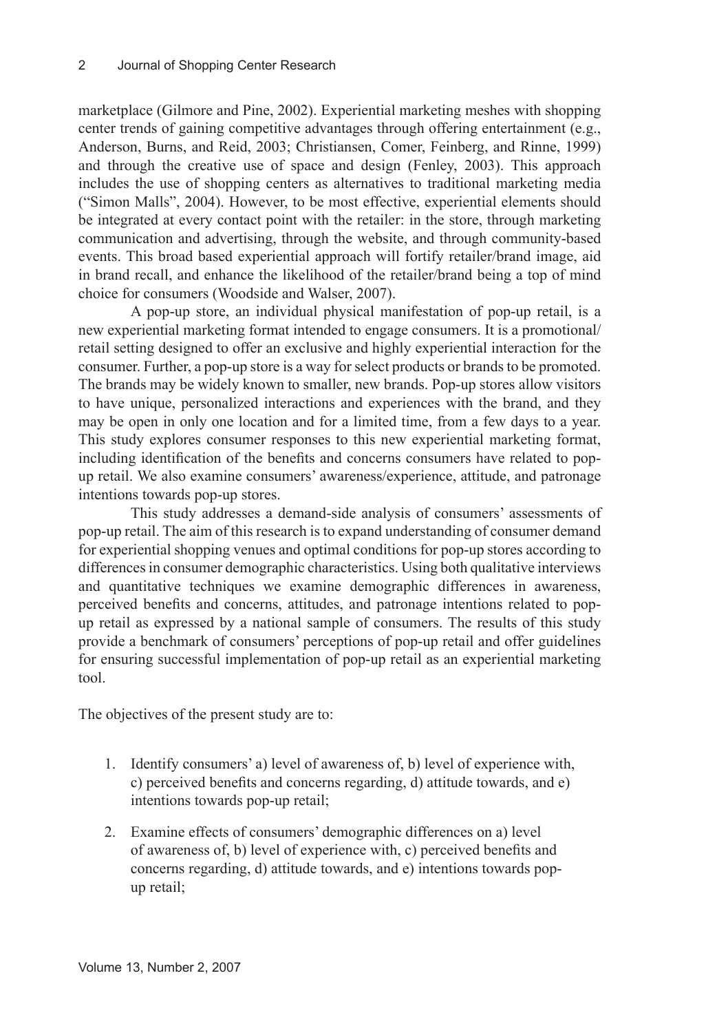marketplace (Gilmore and Pine, 2002). Experiential marketing meshes with shopping center trends of gaining competitive advantages through offering entertainment (e.g., Anderson, Burns, and Reid, 2003; Christiansen, Comer, Feinberg, and Rinne, 1999) and through the creative use of space and design (Fenley, 2003). This approach includes the use of shopping centers as alternatives to traditional marketing media ("Simon Malls", 2004). However, to be most effective, experiential elements should be integrated at every contact point with the retailer: in the store, through marketing communication and advertising, through the website, and through community-based events. This broad based experiential approach will fortify retailer/brand image, aid in brand recall, and enhance the likelihood of the retailer/brand being a top of mind choice for consumers (Woodside and Walser, 2007).

A pop-up store, an individual physical manifestation of pop-up retail, is a new experiential marketing format intended to engage consumers. It is a promotional/retail setting designed to offer an exclusive and highly experiential interaction for the consumer. Further, a pop-up store is a way for select products or brands to be promoted. The brands may be widely known to smaller, new brands. Pop-up stores allow visitors to have unique, personalized interactions and experiences with the brand, and they may be open in only one location and for a limited time, from a few days to a year. This study explores consumer responses to this new experiential marketing format, including identification of the benefits and concerns consumers have related to pop-up retail. We also examine consumers' awareness/experience, attitude, and patronage intentions towards pop-up stores.

This study addresses a demand-side analysis of consumers' assessments of pop-up retail. The aim of this research is to expand understanding of consumer demand for experiential shopping venues and optimal conditions for pop-up stores according to differences in consumer demographic characteristics. Using both qualitative interviews and quantitative techniques we examine demographic differences in awareness, perceived benefits and concerns, attitudes, and patronage intentions related to pop-up retail as expressed by a national sample of consumers. The results of this study provide a benchmark of consumers' perceptions of pop-up retail and offer guidelines for ensuring successful implementation of pop-up retail as an experiential marketing tool.

The objectives of the present study are to:

1. Identify consumers' a) level of awareness of, b) level of experience with, c) perceived benefits and concerns regarding, d) attitude towards, and e) intentions towards pop-up retail;
2. Examine effects of consumers' demographic differences on a) level of awareness of, b) level of experience with, c) perceived benefits and concerns regarding, d) attitude towards, and e) intentions towards pop-up retail;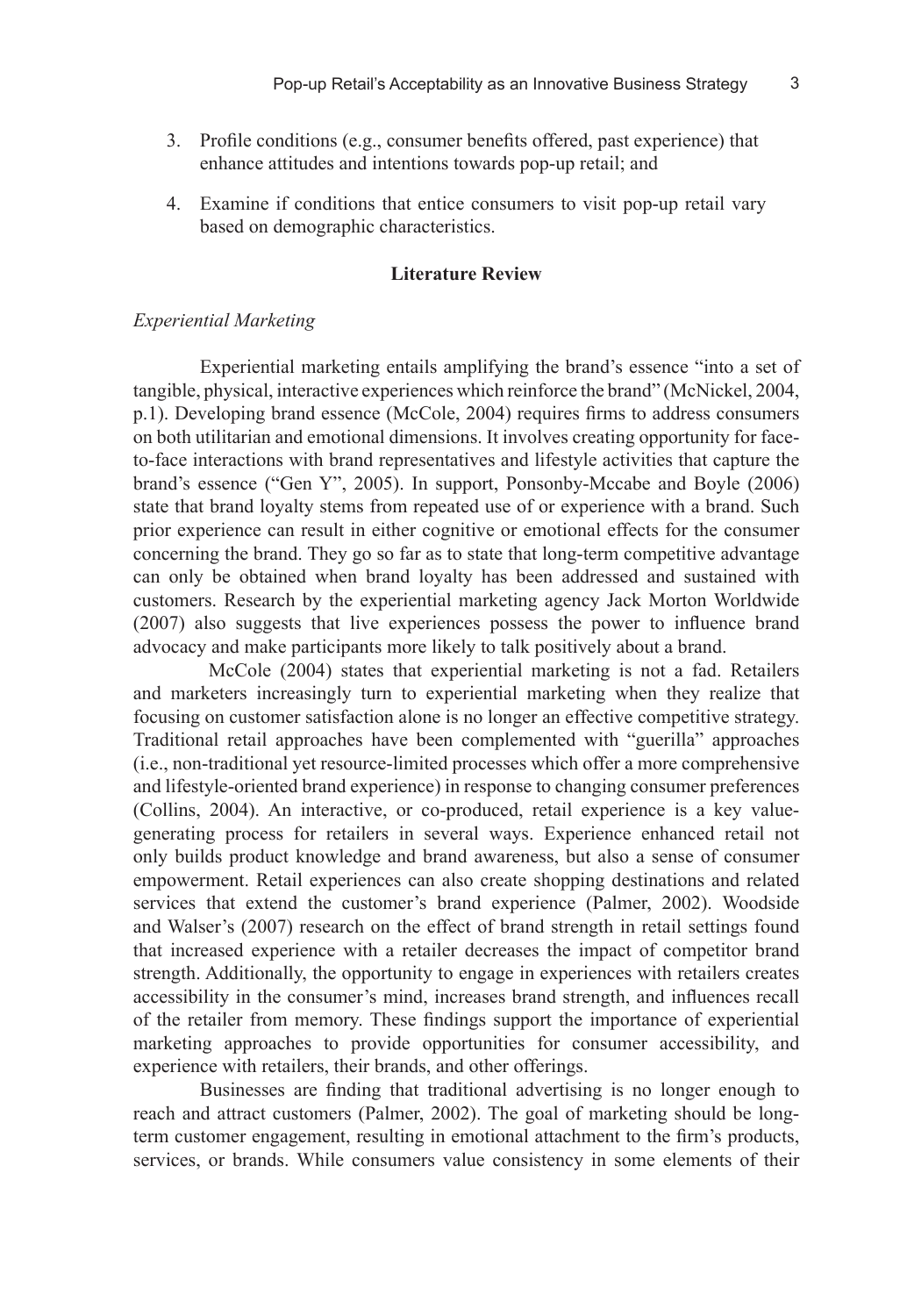3. Profile conditions (e.g., consumer benefits offered, past experience) that enhance attitudes and intentions towards pop-up retail; and

4. Examine if conditions that entice consumers to visit pop-up retail vary based on demographic characteristics.

## Literature Review

### *Experiential Marketing*

Experiential marketing entails amplifying the brand's essence "into a set of tangible, physical, interactive experiences which reinforce the brand" (McNickel, 2004, p.1). Developing brand essence (McCole, 2004) requires firms to address consumers on both utilitarian and emotional dimensions. It involves creating opportunity for face-to-face interactions with brand representatives and lifestyle activities that capture the brand's essence ("Gen Y", 2005). In support, Ponsonby-Mccabe and Boyle (2006) state that brand loyalty stems from repeated use of or experience with a brand. Such prior experience can result in either cognitive or emotional effects for the consumer concerning the brand. They go so far as to state that long-term competitive advantage can only be obtained when brand loyalty has been addressed and sustained with customers. Research by the experiential marketing agency Jack Morton Worldwide (2007) also suggests that live experiences possess the power to influence brand advocacy and make participants more likely to talk positively about a brand.

McCole (2004) states that experiential marketing is not a fad. Retailers and marketers increasingly turn to experiential marketing when they realize that focusing on customer satisfaction alone is no longer an effective competitive strategy. Traditional retail approaches have been complemented with "guerilla" approaches (i.e., non-traditional yet resource-limited processes which offer a more comprehensive and lifestyle-oriented brand experience) in response to changing consumer preferences (Collins, 2004). An interactive, or co-produced, retail experience is a key value-generating process for retailers in several ways. Experience enhanced retail not only builds product knowledge and brand awareness, but also a sense of consumer empowerment. Retail experiences can also create shopping destinations and related services that extend the customer's brand experience (Palmer, 2002). Woodside and Walser's (2007) research on the effect of brand strength in retail settings found that increased experience with a retailer decreases the impact of competitor brand strength. Additionally, the opportunity to engage in experiences with retailers creates accessibility in the consumer's mind, increases brand strength, and influences recall of the retailer from memory. These findings support the importance of experiential marketing approaches to provide opportunities for consumer accessibility, and experience with retailers, their brands, and other offerings.

Businesses are finding that traditional advertising is no longer enough to reach and attract customers (Palmer, 2002). The goal of marketing should be long-term customer engagement, resulting in emotional attachment to the firm's products, services, or brands. While consumers value consistency in some elements of their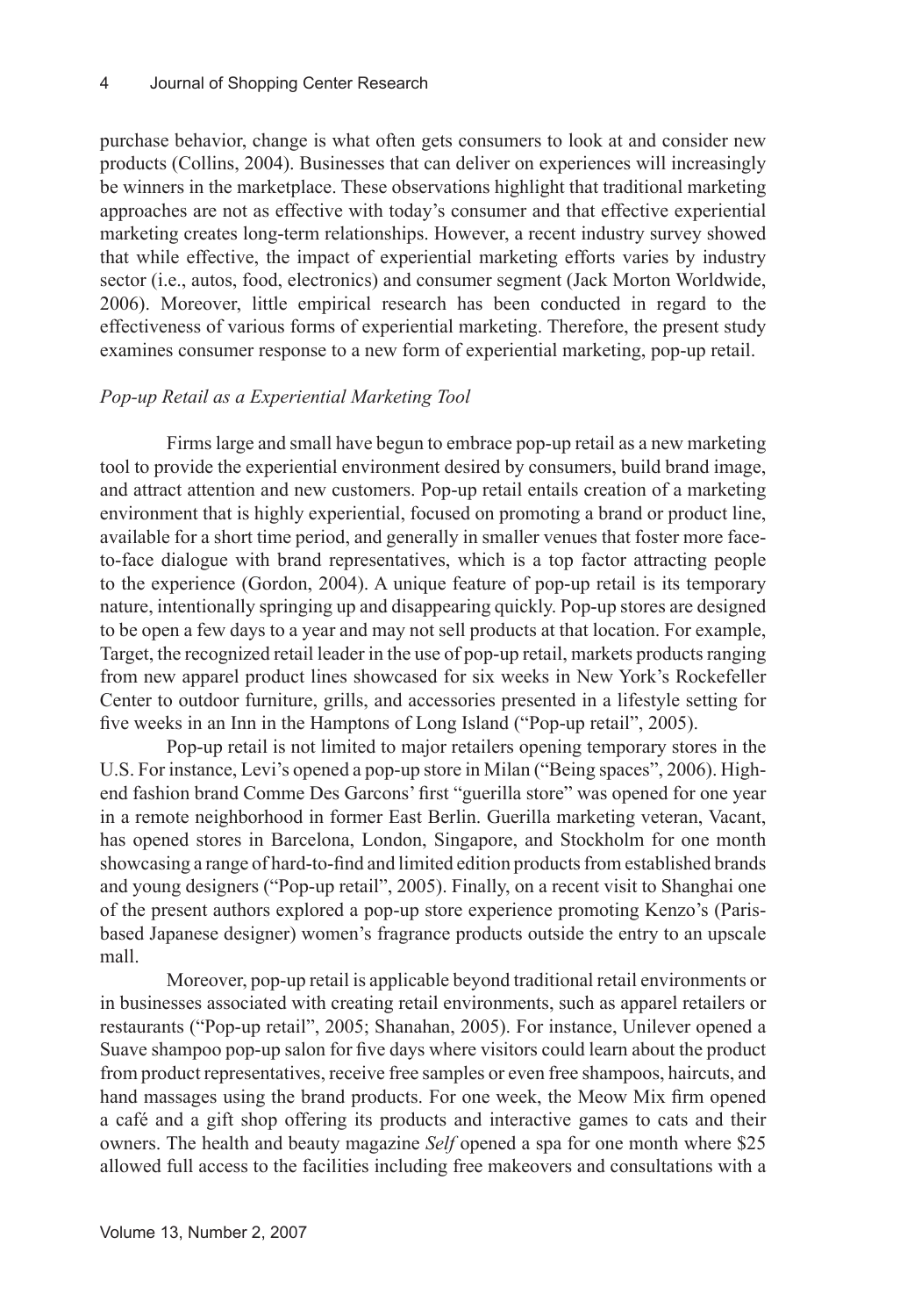purchase behavior, change is what often gets consumers to look at and consider new products (Collins, 2004). Businesses that can deliver on experiences will increasingly be winners in the marketplace. These observations highlight that traditional marketing approaches are not as effective with today's consumer and that effective experiential marketing creates long-term relationships. However, a recent industry survey showed that while effective, the impact of experiential marketing efforts varies by industry sector (i.e., autos, food, electronics) and consumer segment (Jack Morton Worldwide, 2006). Moreover, little empirical research has been conducted in regard to the effectiveness of various forms of experiential marketing. Therefore, the present study examines consumer response to a new form of experiential marketing, pop-up retail.

### *Pop-up Retail as a Experiential Marketing Tool*

Firms large and small have begun to embrace pop-up retail as a new marketing tool to provide the experiential environment desired by consumers, build brand image, and attract attention and new customers. Pop-up retail entails creation of a marketing environment that is highly experiential, focused on promoting a brand or product line, available for a short time period, and generally in smaller venues that foster more face-to-face dialogue with brand representatives, which is a top factor attracting people to the experience (Gordon, 2004). A unique feature of pop-up retail is its temporary nature, intentionally springing up and disappearing quickly. Pop-up stores are designed to be open a few days to a year and may not sell products at that location. For example, Target, the recognized retail leader in the use of pop-up retail, markets products ranging from new apparel product lines showcased for six weeks in New York's Rockefeller Center to outdoor furniture, grills, and accessories presented in a lifestyle setting for five weeks in an Inn in the Hamptons of Long Island ("Pop-up retail", 2005).

Pop-up retail is not limited to major retailers opening temporary stores in the U.S. For instance, Levi's opened a pop-up store in Milan ("Being spaces", 2006). High-end fashion brand Comme Des Garcons' first "guerilla store" was opened for one year in a remote neighborhood in former East Berlin. Guerilla marketing veteran, Vacant, has opened stores in Barcelona, London, Singapore, and Stockholm for one month showcasing a range of hard-to-find and limited edition products from established brands and young designers ("Pop-up retail", 2005). Finally, on a recent visit to Shanghai one of the present authors explored a pop-up store experience promoting Kenzo's (Paris-based Japanese designer) women's fragrance products outside the entry to an upscale mall.

Moreover, pop-up retail is applicable beyond traditional retail environments or in businesses associated with creating retail environments, such as apparel retailers or restaurants ("Pop-up retail", 2005; Shanahan, 2005). For instance, Unilever opened a Suave shampoo pop-up salon for five days where visitors could learn about the product from product representatives, receive free samples or even free shampoos, haircuts, and hand massages using the brand products. For one week, the Meow Mix firm opened a café and a gift shop offering its products and interactive games to cats and their owners. The health and beauty magazine *Self* opened a spa for one month where $25 allowed full access to the facilities including free makeovers and consultations with a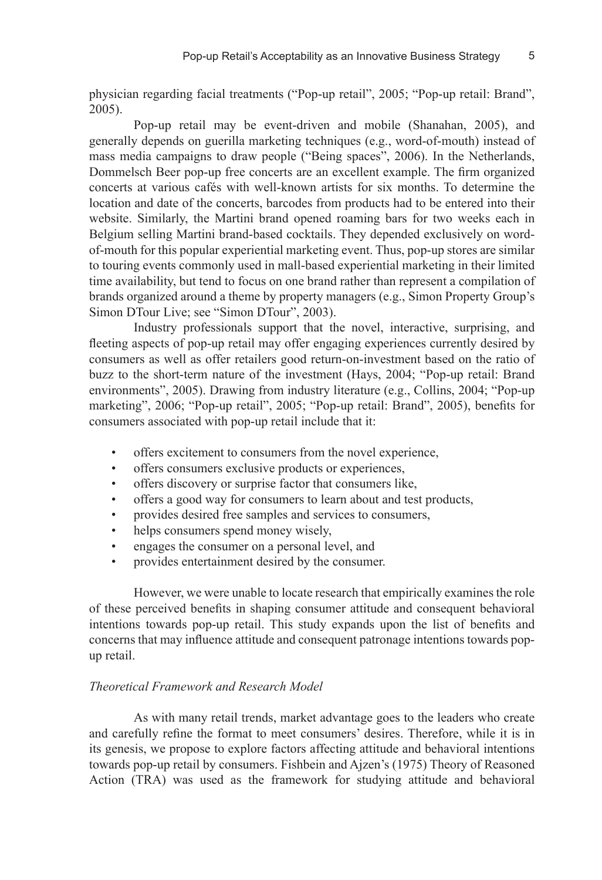physician regarding facial treatments ("Pop-up retail", 2005; "Pop-up retail: Brand", 2005).

Pop-up retail may be event-driven and mobile (Shanahan, 2005), and generally depends on guerilla marketing techniques (e.g., word-of-mouth) instead of mass media campaigns to draw people ("Being spaces", 2006). In the Netherlands, Dommelsch Beer pop-up free concerts are an excellent example. The firm organized concerts at various cafés with well-known artists for six months. To determine the location and date of the concerts, barcodes from products had to be entered into their website. Similarly, the Martini brand opened roaming bars for two weeks each in Belgium selling Martini brand-based cocktails. They depended exclusively on word-of-mouth for this popular experiential marketing event. Thus, pop-up stores are similar to touring events commonly used in mall-based experiential marketing in their limited time availability, but tend to focus on one brand rather than represent a compilation of brands organized around a theme by property managers (e.g., Simon Property Group's Simon DTour Live; see "Simon DTour", 2003).

Industry professionals support that the novel, interactive, surprising, and fleeting aspects of pop-up retail may offer engaging experiences currently desired by consumers as well as offer retailers good return-on-investment based on the ratio of buzz to the short-term nature of the investment (Hays, 2004; "Pop-up retail: Brand environments", 2005). Drawing from industry literature (e.g., Collins, 2004; "Pop-up marketing", 2006; "Pop-up retail", 2005; "Pop-up retail: Brand", 2005), benefits for consumers associated with pop-up retail include that it:

- offers excitement to consumers from the novel experience,
- offers consumers exclusive products or experiences,
- offers discovery or surprise factor that consumers like,
- offers a good way for consumers to learn about and test products,
- provides desired free samples and services to consumers,
- helps consumers spend money wisely,
- engages the consumer on a personal level, and
- provides entertainment desired by the consumer.

However, we were unable to locate research that empirically examines the role of these perceived benefits in shaping consumer attitude and consequent behavioral intentions towards pop-up retail. This study expands upon the list of benefits and concerns that may influence attitude and consequent patronage intentions towards pop-up retail.

*Theoretical Framework and Research Model*

As with many retail trends, market advantage goes to the leaders who create and carefully refine the format to meet consumers' desires. Therefore, while it is in its genesis, we propose to explore factors affecting attitude and behavioral intentions towards pop-up retail by consumers. Fishbein and Ajzen's (1975) Theory of Reasoned Action (TRA) was used as the framework for studying attitude and behavioral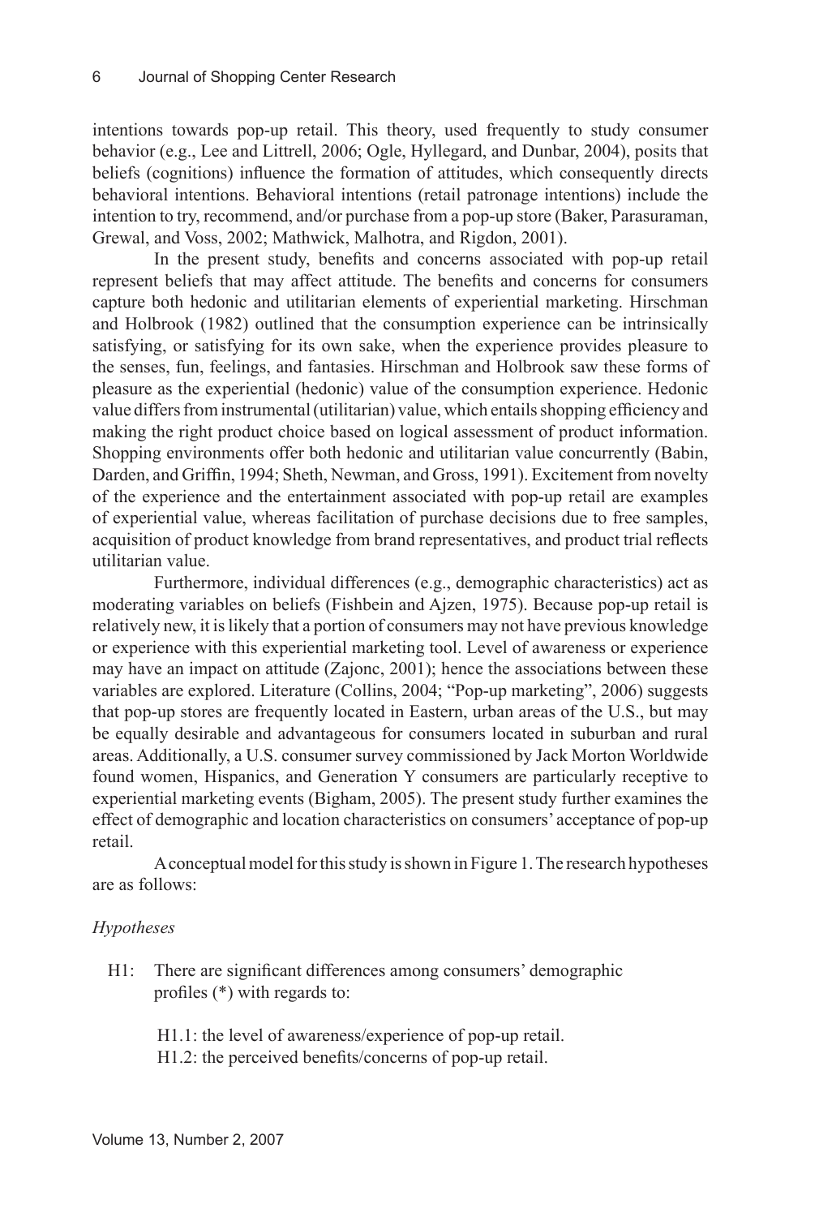intentions towards pop-up retail. This theory, used frequently to study consumer behavior (e.g., Lee and Littrell, 2006; Ogle, Hyllegard, and Dunbar, 2004), posits that beliefs (cognitions) influence the formation of attitudes, which consequently directs behavioral intentions. Behavioral intentions (retail patronage intentions) include the intention to try, recommend, and/or purchase from a pop-up store (Baker, Parasuraman, Grewal, and Voss, 2002; Mathwick, Malhotra, and Rigdon, 2001).

In the present study, benefits and concerns associated with pop-up retail represent beliefs that may affect attitude. The benefits and concerns for consumers capture both hedonic and utilitarian elements of experiential marketing. Hirschman and Holbrook (1982) outlined that the consumption experience can be intrinsically satisfying, or satisfying for its own sake, when the experience provides pleasure to the senses, fun, feelings, and fantasies. Hirschman and Holbrook saw these forms of pleasure as the experiential (hedonic) value of the consumption experience. Hedonic value differs from instrumental (utilitarian) value, which entails shopping efficiency and making the right product choice based on logical assessment of product information. Shopping environments offer both hedonic and utilitarian value concurrently (Babin, Darden, and Griffin, 1994; Sheth, Newman, and Gross, 1991). Excitement from novelty of the experience and the entertainment associated with pop-up retail are examples of experiential value, whereas facilitation of purchase decisions due to free samples, acquisition of product knowledge from brand representatives, and product trial reflects utilitarian value.

Furthermore, individual differences (e.g., demographic characteristics) act as moderating variables on beliefs (Fishbein and Ajzen, 1975). Because pop-up retail is relatively new, it is likely that a portion of consumers may not have previous knowledge or experience with this experiential marketing tool. Level of awareness or experience may have an impact on attitude (Zajonc, 2001); hence the associations between these variables are explored. Literature (Collins, 2004; "Pop-up marketing", 2006) suggests that pop-up stores are frequently located in Eastern, urban areas of the U.S., but may be equally desirable and advantageous for consumers located in suburban and rural areas. Additionally, a U.S. consumer survey commissioned by Jack Morton Worldwide found women, Hispanics, and Generation Y consumers are particularly receptive to experiential marketing events (Bigham, 2005). The present study further examines the effect of demographic and location characteristics on consumers' acceptance of pop-up retail.

A conceptual model for this study is shown in Figure 1. The research hypotheses are as follows:

*Hypotheses*

H1: There are significant differences among consumers' demographic profiles (*) with regards to:

H1.1: the level of awareness/experience of pop-up retail.
H1.2: the perceived benefits/concerns of pop-up retail.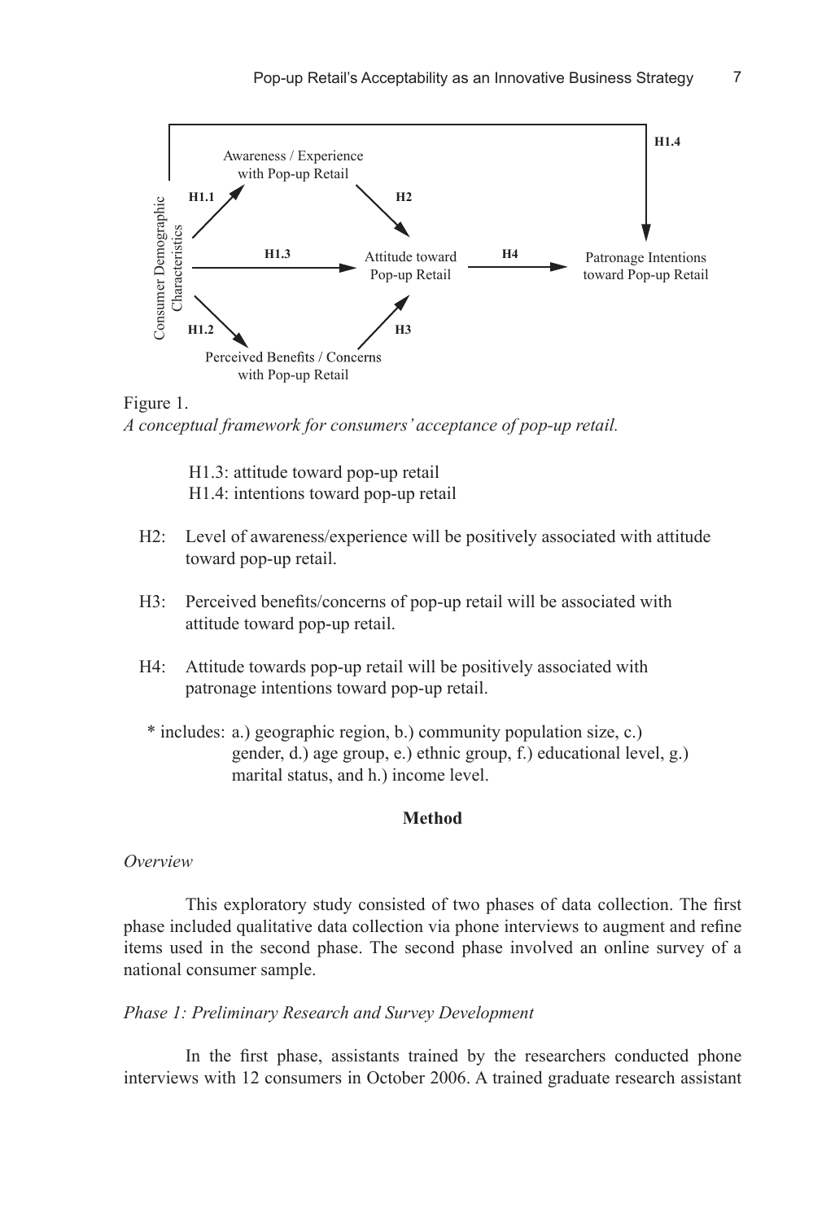Figure 1.
*A conceptual framework for consumers' acceptance of pop-up retail.*

H1.3: attitude toward pop-up retail
H1.4: intentions toward pop-up retail

H2: Level of awareness/experience will be positively associated with attitude toward pop-up retail.

H3: Perceived benefits/concerns of pop-up retail will be associated with attitude toward pop-up retail.

H4: Attitude towards pop-up retail will be positively associated with patronage intentions toward pop-up retail.

\* includes: a.) geographic region, b.) community population size, c.) gender, d.) age group, e.) ethnic group, f.) educational level, g.) marital status, and h.) income level.

## Method

*Overview*

This exploratory study consisted of two phases of data collection. The first phase included qualitative data collection via phone interviews to augment and refine items used in the second phase. The second phase involved an online survey of a national consumer sample.

*Phase 1: Preliminary Research and Survey Development*

In the first phase, assistants trained by the researchers conducted phone interviews with 12 consumers in October 2006. A trained graduate research assistant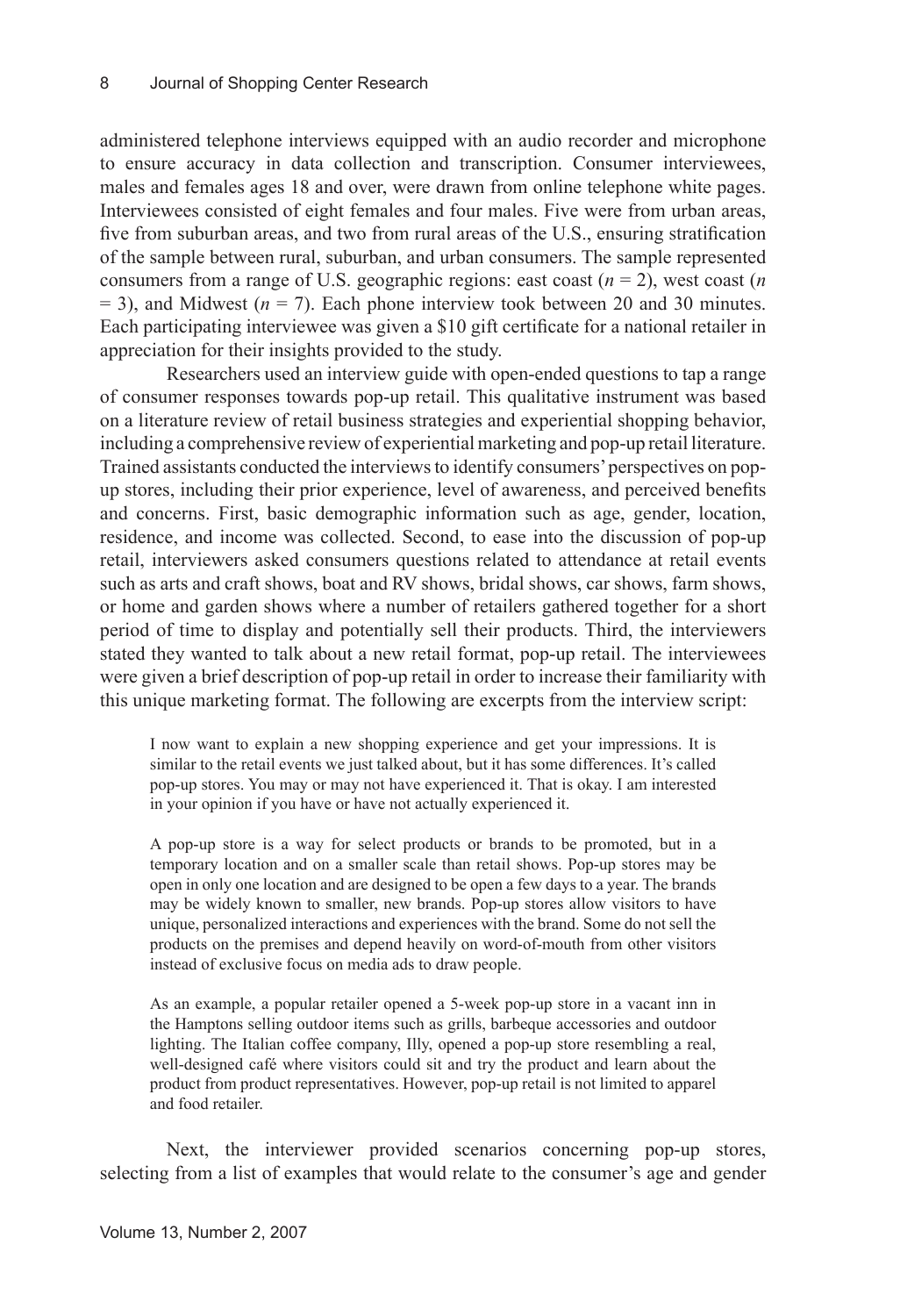administered telephone interviews equipped with an audio recorder and microphone to ensure accuracy in data collection and transcription. Consumer interviewees, males and females ages 18 and over, were drawn from online telephone white pages. Interviewees consisted of eight females and four males. Five were from urban areas, five from suburban areas, and two from rural areas of the U.S., ensuring stratification of the sample between rural, suburban, and urban consumers. The sample represented consumers from a range of U.S. geographic regions: east coast ($n$ = 2), west coast ($n$ = 3), and Midwest ($n$ = 7). Each phone interview took between 20 and 30 minutes. Each participating interviewee was given a $10 gift certificate for a national retailer in appreciation for their insights provided to the study.

Researchers used an interview guide with open-ended questions to tap a range of consumer responses towards pop-up retail. This qualitative instrument was based on a literature review of retail business strategies and experiential shopping behavior, including a comprehensive review of experiential marketing and pop-up retail literature. Trained assistants conducted the interviews to identify consumers' perspectives on pop-up stores, including their prior experience, level of awareness, and perceived benefits and concerns. First, basic demographic information such as age, gender, location, residence, and income was collected. Second, to ease into the discussion of pop-up retail, interviewers asked consumers questions related to attendance at retail events such as arts and craft shows, boat and RV shows, bridal shows, car shows, farm shows, or home and garden shows where a number of retailers gathered together for a short period of time to display and potentially sell their products. Third, the interviewers stated they wanted to talk about a new retail format, pop-up retail. The interviewees were given a brief description of pop-up retail in order to increase their familiarity with this unique marketing format. The following are excerpts from the interview script:

> I now want to explain a new shopping experience and get your impressions. It is similar to the retail events we just talked about, but it has some differences. It's called pop-up stores. You may or may not have experienced it. That is okay. I am interested in your opinion if you have or have not actually experienced it.
>
> A pop-up store is a way for select products or brands to be promoted, but in a temporary location and on a smaller scale than retail shows. Pop-up stores may be open in only one location and are designed to be open a few days to a year. The brands may be widely known to smaller, new brands. Pop-up stores allow visitors to have unique, personalized interactions and experiences with the brand. Some do not sell the products on the premises and depend heavily on word-of-mouth from other visitors instead of exclusive focus on media ads to draw people.
>
> As an example, a popular retailer opened a 5-week pop-up store in a vacant inn in the Hamptons selling outdoor items such as grills, barbeque accessories and outdoor lighting. The Italian coffee company, Illy, opened a pop-up store resembling a real, well-designed café where visitors could sit and try the product and learn about the product from product representatives. However, pop-up retail is not limited to apparel and food retailer.

Next, the interviewer provided scenarios concerning pop-up stores, selecting from a list of examples that would relate to the consumer's age and gender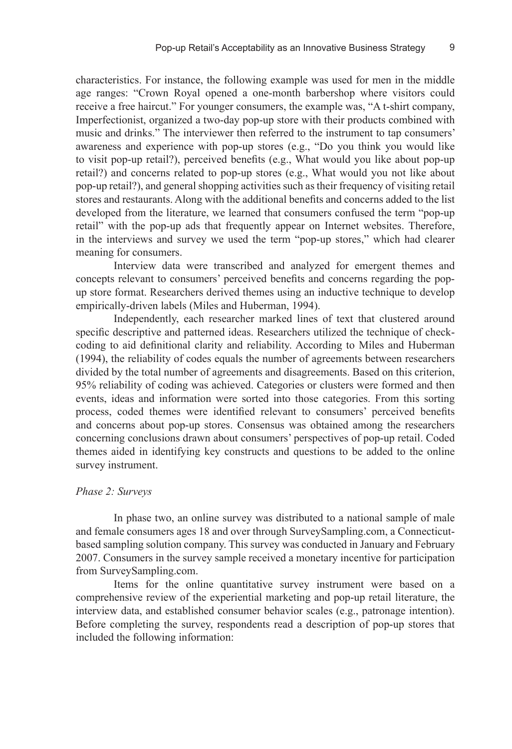characteristics. For instance, the following example was used for men in the middle age ranges: "Crown Royal opened a one-month barbershop where visitors could receive a free haircut." For younger consumers, the example was, "A t-shirt company, Imperfectionist, organized a two-day pop-up store with their products combined with music and drinks." The interviewer then referred to the instrument to tap consumers' awareness and experience with pop-up stores (e.g., "Do you think you would like to visit pop-up retail?), perceived benefits (e.g., What would you like about pop-up retail?) and concerns related to pop-up stores (e.g., What would you not like about pop-up retail?), and general shopping activities such as their frequency of visiting retail stores and restaurants. Along with the additional benefits and concerns added to the list developed from the literature, we learned that consumers confused the term "pop-up retail" with the pop-up ads that frequently appear on Internet websites. Therefore, in the interviews and survey we used the term "pop-up stores," which had clearer meaning for consumers.

Interview data were transcribed and analyzed for emergent themes and concepts relevant to consumers' perceived benefits and concerns regarding the pop-up store format. Researchers derived themes using an inductive technique to develop empirically-driven labels (Miles and Huberman, 1994).

Independently, each researcher marked lines of text that clustered around specific descriptive and patterned ideas. Researchers utilized the technique of check-coding to aid definitional clarity and reliability. According to Miles and Huberman (1994), the reliability of codes equals the number of agreements between researchers divided by the total number of agreements and disagreements. Based on this criterion, 95% reliability of coding was achieved. Categories or clusters were formed and then events, ideas and information were sorted into those categories. From this sorting process, coded themes were identified relevant to consumers' perceived benefits and concerns about pop-up stores. Consensus was obtained among the researchers concerning conclusions drawn about consumers' perspectives of pop-up retail. Coded themes aided in identifying key constructs and questions to be added to the online survey instrument.

*Phase 2: Surveys*

In phase two, an online survey was distributed to a national sample of male and female consumers ages 18 and over through SurveySampling.com, a Connecticut-based sampling solution company. This survey was conducted in January and February 2007. Consumers in the survey sample received a monetary incentive for participation from SurveySampling.com.

Items for the online quantitative survey instrument were based on a comprehensive review of the experiential marketing and pop-up retail literature, the interview data, and established consumer behavior scales (e.g., patronage intention). Before completing the survey, respondents read a description of pop-up stores that included the following information: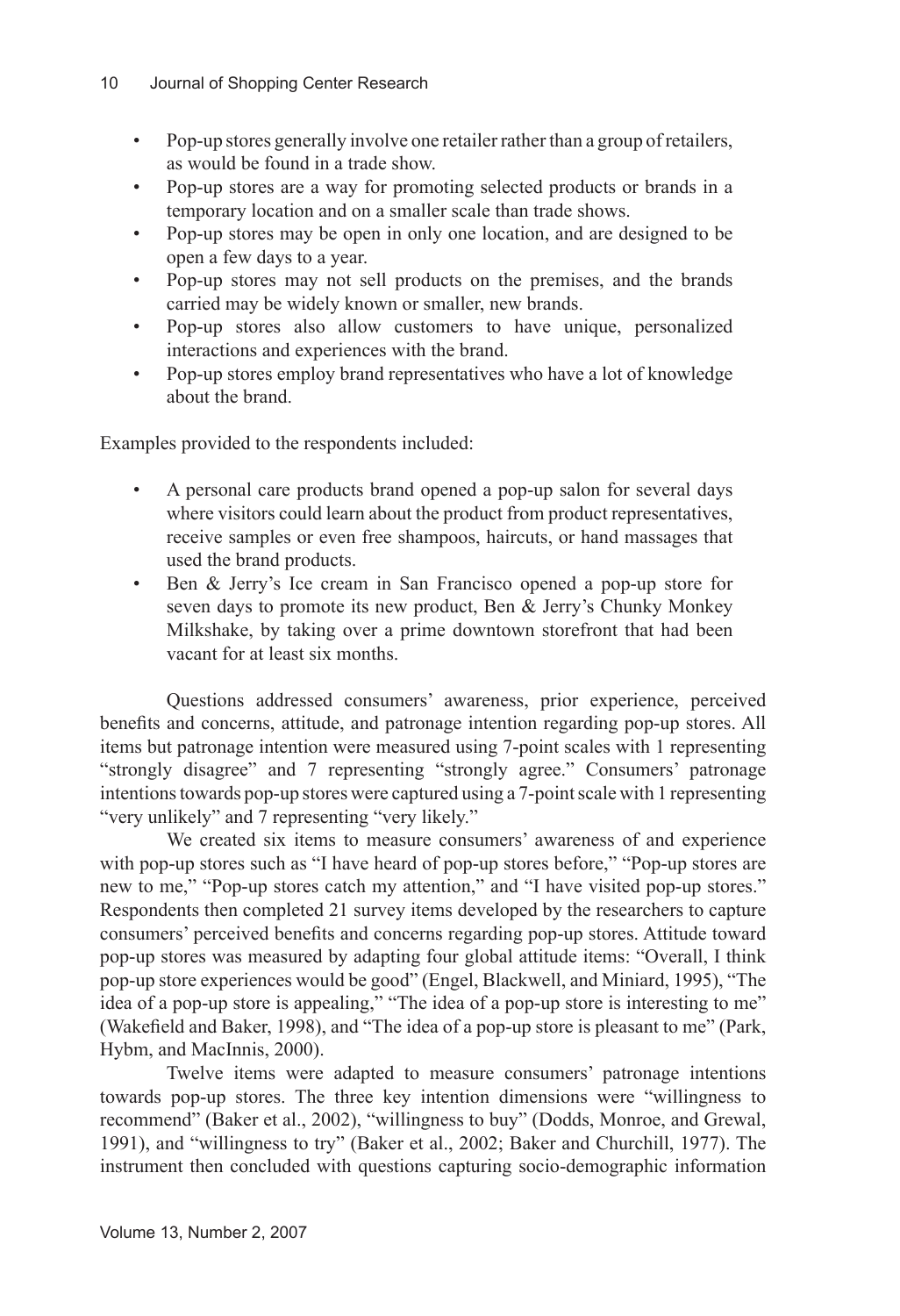- Pop-up stores generally involve one retailer rather than a group of retailers, as would be found in a trade show.
- Pop-up stores are a way for promoting selected products or brands in a temporary location and on a smaller scale than trade shows.
- Pop-up stores may be open in only one location, and are designed to be open a few days to a year.
- Pop-up stores may not sell products on the premises, and the brands carried may be widely known or smaller, new brands.
- Pop-up stores also allow customers to have unique, personalized interactions and experiences with the brand.
- Pop-up stores employ brand representatives who have a lot of knowledge about the brand.

Examples provided to the respondents included:

- A personal care products brand opened a pop-up salon for several days where visitors could learn about the product from product representatives, receive samples or even free shampoos, haircuts, or hand massages that used the brand products.
- Ben & Jerry's Ice cream in San Francisco opened a pop-up store for seven days to promote its new product, Ben & Jerry's Chunky Monkey Milkshake, by taking over a prime downtown storefront that had been vacant for at least six months.

Questions addressed consumers' awareness, prior experience, perceived benefits and concerns, attitude, and patronage intention regarding pop-up stores. All items but patronage intention were measured using 7-point scales with 1 representing "strongly disagree" and 7 representing "strongly agree." Consumers' patronage intentions towards pop-up stores were captured using a 7-point scale with 1 representing "very unlikely" and 7 representing "very likely."

We created six items to measure consumers' awareness of and experience with pop-up stores such as "I have heard of pop-up stores before," "Pop-up stores are new to me," "Pop-up stores catch my attention," and "I have visited pop-up stores." Respondents then completed 21 survey items developed by the researchers to capture consumers' perceived benefits and concerns regarding pop-up stores. Attitude toward pop-up stores was measured by adapting four global attitude items: "Overall, I think pop-up store experiences would be good" (Engel, Blackwell, and Miniard, 1995), "The idea of a pop-up store is appealing," "The idea of a pop-up store is interesting to me" (Wakefield and Baker, 1998), and "The idea of a pop-up store is pleasant to me" (Park, Hybm, and MacInnis, 2000).

Twelve items were adapted to measure consumers' patronage intentions towards pop-up stores. The three key intention dimensions were "willingness to recommend" (Baker et al., 2002), "willingness to buy" (Dodds, Monroe, and Grewal, 1991), and "willingness to try" (Baker et al., 2002; Baker and Churchill, 1977). The instrument then concluded with questions capturing socio-demographic information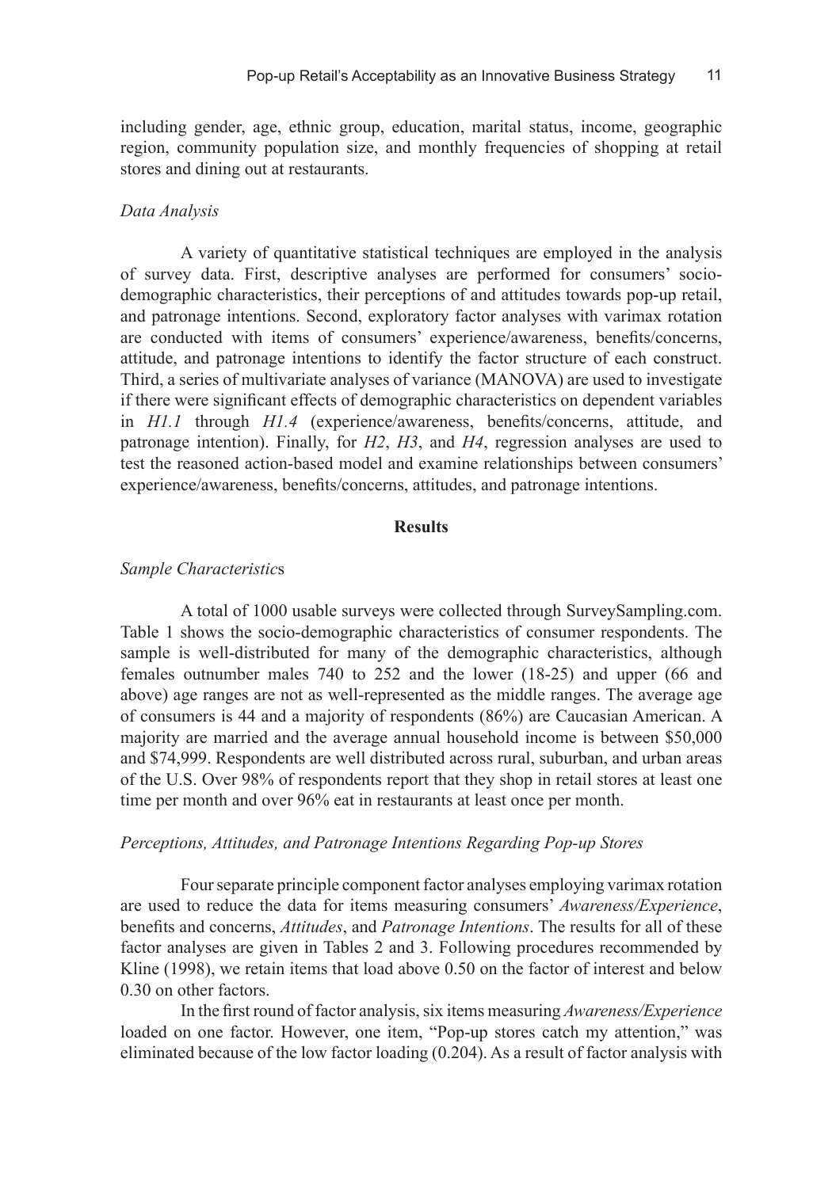including gender, age, ethnic group, education, marital status, income, geographic region, community population size, and monthly frequencies of shopping at retail stores and dining out at restaurants.

*Data Analysis*

A variety of quantitative statistical techniques are employed in the analysis of survey data. First, descriptive analyses are performed for consumers' socio-demographic characteristics, their perceptions of and attitudes towards pop-up retail, and patronage intentions. Second, exploratory factor analyses with varimax rotation are conducted with items of consumers' experience/awareness, benefits/concerns, attitude, and patronage intentions to identify the factor structure of each construct. Third, a series of multivariate analyses of variance (MANOVA) are used to investigate if there were significant effects of demographic characteristics on dependent variables in *H1.1* through *H1.4* (experience/awareness, benefits/concerns, attitude, and patronage intention). Finally, for *H2*, *H3*, and *H4*, regression analyses are used to test the reasoned action-based model and examine relationships between consumers' experience/awareness, benefits/concerns, attitudes, and patronage intentions.

## Results

*Sample Characteristics*

A total of 1000 usable surveys were collected through SurveySampling.com. Table 1 shows the socio-demographic characteristics of consumer respondents. The sample is well-distributed for many of the demographic characteristics, although females outnumber males 740 to 252 and the lower (18-25) and upper (66 and above) age ranges are not as well-represented as the middle ranges. The average age of consumers is 44 and a majority of respondents (86%) are Caucasian American. A majority are married and the average annual household income is between $50,000 and $74,999. Respondents are well distributed across rural, suburban, and urban areas of the U.S. Over 98% of respondents report that they shop in retail stores at least one time per month and over 96% eat in restaurants at least once per month.

*Perceptions, Attitudes, and Patronage Intentions Regarding Pop-up Stores*

Four separate principle component factor analyses employing varimax rotation are used to reduce the data for items measuring consumers' *Awareness/Experience*, benefits and concerns, *Attitudes*, and *Patronage Intentions*. The results for all of these factor analyses are given in Tables 2 and 3. Following procedures recommended by Kline (1998), we retain items that load above 0.50 on the factor of interest and below 0.30 on other factors.

In the first round of factor analysis, six items measuring *Awareness/Experience* loaded on one factor. However, one item, "Pop-up stores catch my attention," was eliminated because of the low factor loading (0.204). As a result of factor analysis with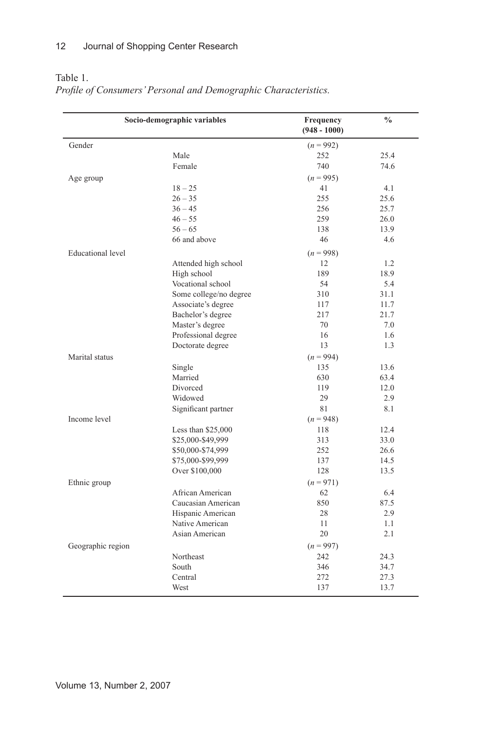Table 1.
*Profile of Consumers' Personal and Demographic Characteristics.*

| Socio-demographic variables | | Frequency (948 - 1000) | % |
|---|---|---|---|
| Gender | | (*n* = 992) | |
| | Male | 252 | 25.4 |
| | Female | 740 | 74.6 |
| Age group | | (*n* = 995) | |
| | 18 – 25 | 41 | 4.1 |
| | 26 – 35 | 255 | 25.6 |
| | 36 – 45 | 256 | 25.7 |
| | 46 – 55 | 259 | 26.0 |
| | 56 – 65 | 138 | 13.9 |
| | 66 and above | 46 | 4.6 |
| Educational level | | (*n* = 998) | |
| | Attended high school | 12 | 1.2 |
| | High school | 189 | 18.9 |
| | Vocational school | 54 | 5.4 |
| | Some college/no degree | 310 | 31.1 |
| | Associate's degree | 117 | 11.7 |
| | Bachelor's degree | 217 | 21.7 |
| | Master's degree | 70 | 7.0 |
| | Professional degree | 16 | 1.6 |
| | Doctorate degree | 13 | 1.3 |
| Marital status | | (*n* = 994) | |
| | Single | 135 | 13.6 |
| | Married | 630 | 63.4 |
| | Divorced | 119 | 12.0 |
| | Widowed | 29 | 2.9 |
| | Significant partner | 81 | 8.1 |
| Income level | | (*n* = 948) | |
| | Less than $25,000 | 118 | 12.4 |
| | $25,000-$49,999 | 313 | 33.0 |
| | $50,000-$74,999 | 252 | 26.6 |
| | $75,000-$99,999 | 137 | 14.5 |
| | Over $100,000 | 128 | 13.5 |
| Ethnic group | | (*n* = 971) | |
| | African American | 62 | 6.4 |
| | Caucasian American | 850 | 87.5 |
| | Hispanic American | 28 | 2.9 |
| | Native American | 11 | 1.1 |
| | Asian American | 20 | 2.1 |
| Geographic region | | (*n* = 997) | |
| | Northeast | 242 | 24.3 |
| | South | 346 | 34.7 |
| | Central | 272 | 27.3 |
| | West | 137 | 13.7 |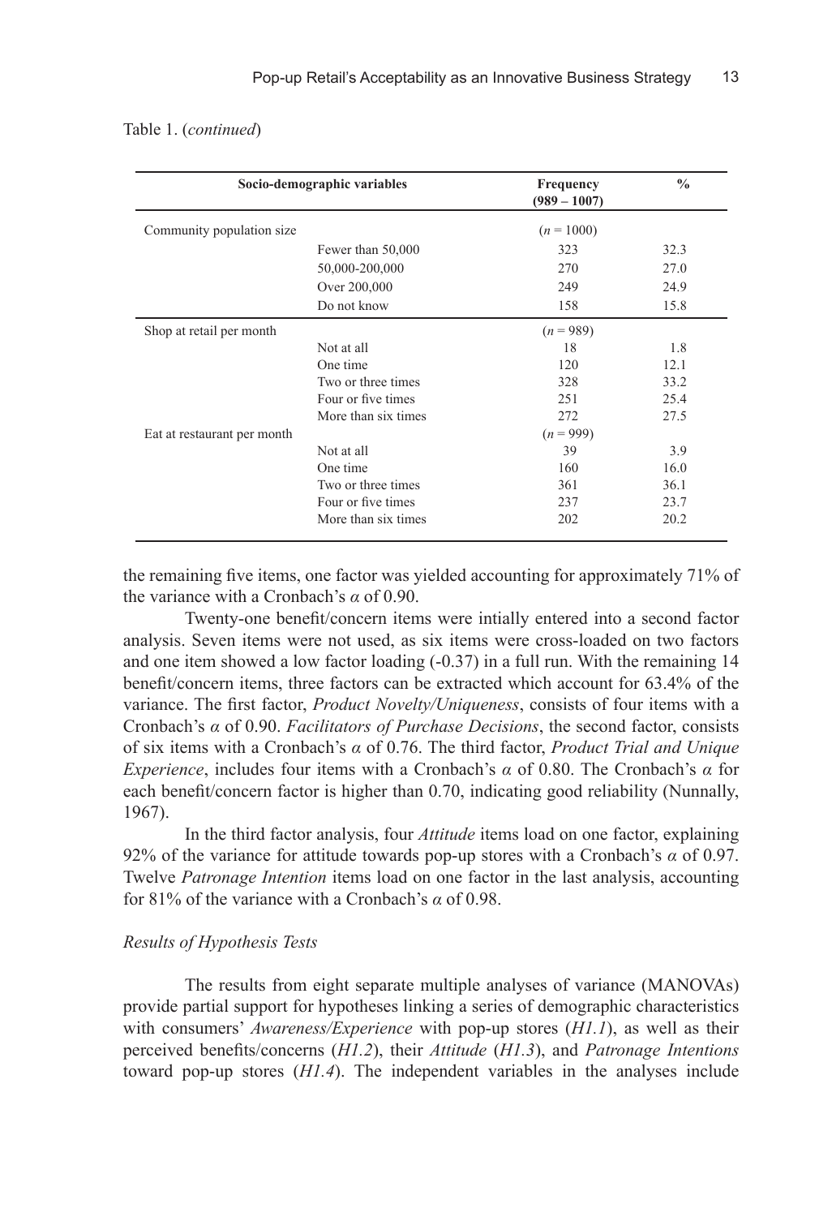Table 1. (*continued*)

| Socio-demographic variables | | Frequency (989 – 1007) | % |
|---|---|---|---|
| Community population size | | ($n$ = 1000) | |
| | Fewer than 50,000 | 323 | 32.3 |
| | 50,000-200,000 | 270 | 27.0 |
| | Over 200,000 | 249 | 24.9 |
| | Do not know | 158 | 15.8 |
| Shop at retail per month | | ($n$ = 989) | |
| | Not at all | 18 | 1.8 |
| | One time | 120 | 12.1 |
| | Two or three times | 328 | 33.2 |
| | Four or five times | 251 | 25.4 |
| | More than six times | 272 | 27.5 |
| Eat at restaurant per month | | ($n$ = 999) | |
| | Not at all | 39 | 3.9 |
| | One time | 160 | 16.0 |
| | Two or three times | 361 | 36.1 |
| | Four or five times | 237 | 23.7 |
| | More than six times | 202 | 20.2 |

the remaining five items, one factor was yielded accounting for approximately 71% of the variance with a Cronbach's $\alpha$ of 0.90.

Twenty-one benefit/concern items were intially entered into a second factor analysis. Seven items were not used, as six items were cross-loaded on two factors and one item showed a low factor loading (-0.37) in a full run. With the remaining 14 benefit/concern items, three factors can be extracted which account for 63.4% of the variance. The first factor, *Product Novelty/Uniqueness*, consists of four items with a Cronbach's $\alpha$ of 0.90. *Facilitators of Purchase Decisions*, the second factor, consists of six items with a Cronbach's $\alpha$ of 0.76. The third factor, *Product Trial and Unique Experience*, includes four items with a Cronbach's $\alpha$ of 0.80. The Cronbach's $\alpha$ for each benefit/concern factor is higher than 0.70, indicating good reliability (Nunnally, 1967).

In the third factor analysis, four *Attitude* items load on one factor, explaining 92% of the variance for attitude towards pop-up stores with a Cronbach's $\alpha$ of 0.97. Twelve *Patronage Intention* items load on one factor in the last analysis, accounting for 81% of the variance with a Cronbach's $\alpha$ of 0.98.

*Results of Hypothesis Tests*

The results from eight separate multiple analyses of variance (MANOVAs) provide partial support for hypotheses linking a series of demographic characteristics with consumers' *Awareness/Experience* with pop-up stores (*H1.1*), as well as their perceived benefits/concerns (*H1.2*), their *Attitude* (*H1.3*), and *Patronage Intentions* toward pop-up stores (*H1.4*). The independent variables in the analyses include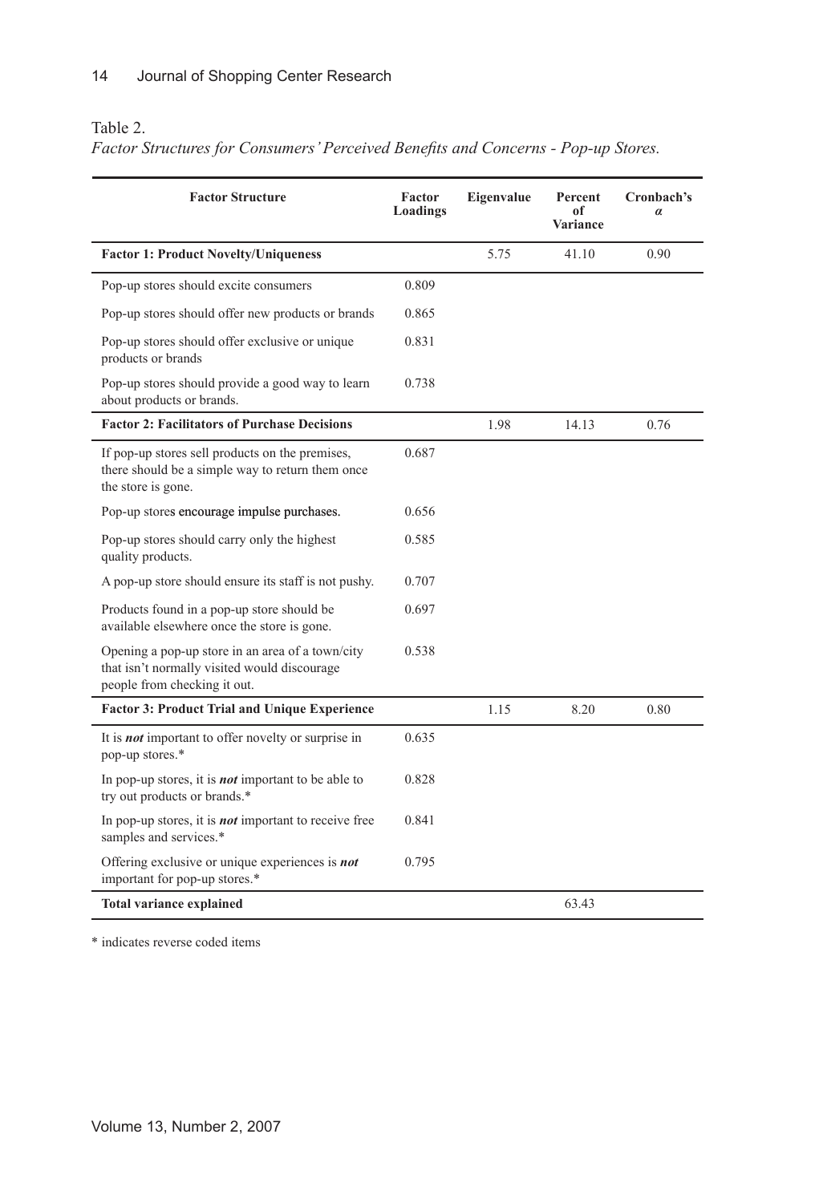Table 2.
*Factor Structures for Consumers' Perceived Benefits and Concerns - Pop-up Stores.*

| Factor Structure | Factor Loadings | Eigenvalue | Percent of Variance | Cronbach's α |
|---|---|---|---|---|
| **Factor 1: Product Novelty/Uniqueness** | | 5.75 | 41.10 | 0.90 |
| Pop-up stores should excite consumers | 0.809 | | | |
| Pop-up stores should offer new products or brands | 0.865 | | | |
| Pop-up stores should offer exclusive or unique products or brands | 0.831 | | | |
| Pop-up stores should provide a good way to learn about products or brands. | 0.738 | | | |
| **Factor 2: Facilitators of Purchase Decisions** | | 1.98 | 14.13 | 0.76 |
| If pop-up stores sell products on the premises, there should be a simple way to return them once the store is gone. | 0.687 | | | |
| Pop-up stores encourage impulse purchases. | 0.656 | | | |
| Pop-up stores should carry only the highest quality products. | 0.585 | | | |
| A pop-up store should ensure its staff is not pushy. | 0.707 | | | |
| Products found in a pop-up store should be available elsewhere once the store is gone. | 0.697 | | | |
| Opening a pop-up store in an area of a town/city that isn't normally visited would discourage people from checking it out. | 0.538 | | | |
| **Factor 3: Product Trial and Unique Experience** | | 1.15 | 8.20 | 0.80 |
| It is ***not*** important to offer novelty or surprise in pop-up stores.* | 0.635 | | | |
| In pop-up stores, it is ***not*** important to be able to try out products or brands.* | 0.828 | | | |
| In pop-up stores, it is ***not*** important to receive free samples and services.* | 0.841 | | | |
| Offering exclusive or unique experiences is ***not*** important for pop-up stores.* | 0.795 | | | |
| **Total variance explained** | | | 63.43 | |

* indicates reverse coded items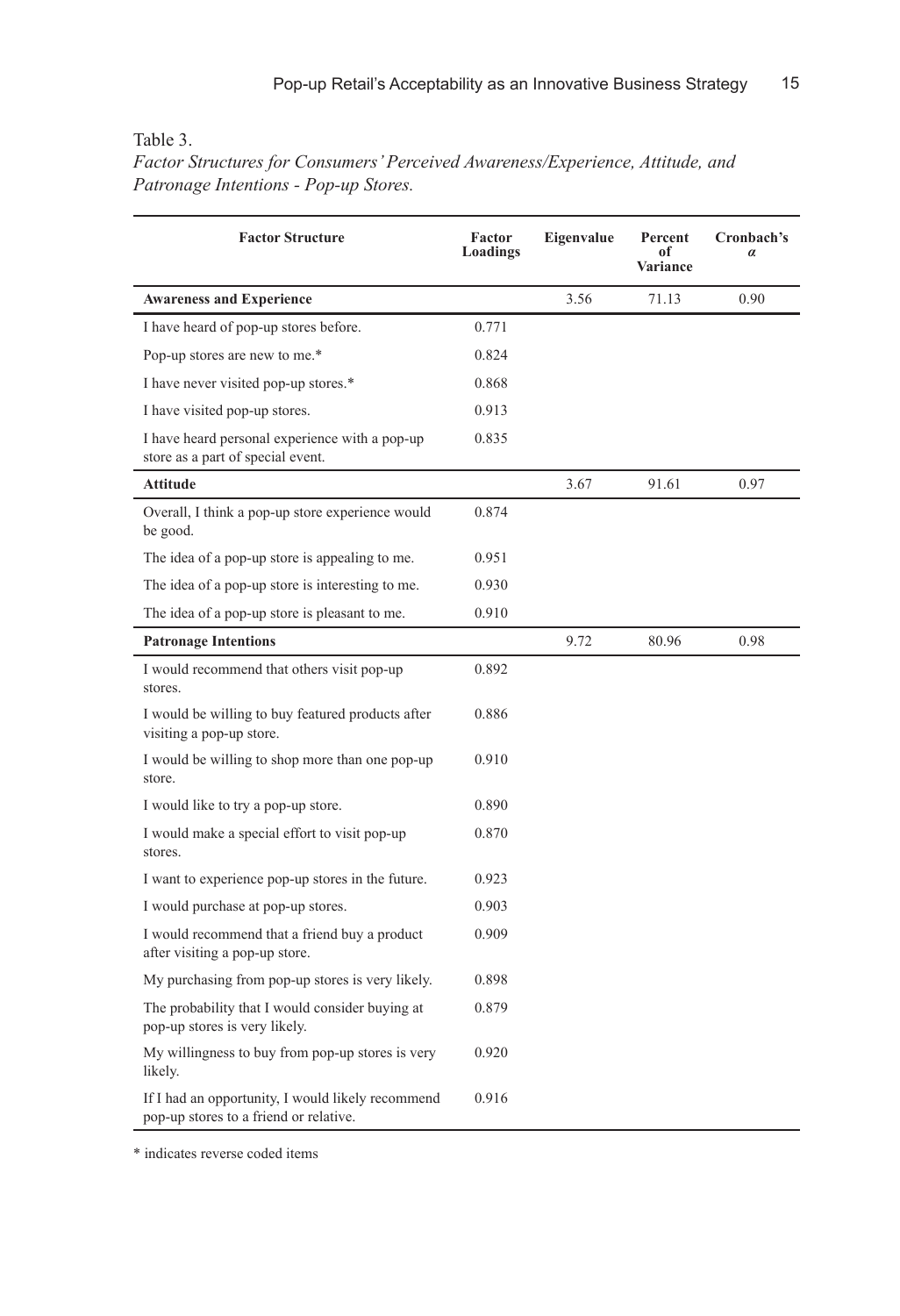Table 3.

*Factor Structures for Consumers' Perceived Awareness/Experience, Attitude, and Patronage Intentions - Pop-up Stores.*

| Factor Structure | Factor Loadings | Eigenvalue | Percent of Variance | Cronbach's α |
|---|---|---|---|---|
| **Awareness and Experience** | | 3.56 | 71.13 | 0.90 |
| I have heard of pop-up stores before. | 0.771 | | | |
| Pop-up stores are new to me.* | 0.824 | | | |
| I have never visited pop-up stores.* | 0.868 | | | |
| I have visited pop-up stores. | 0.913 | | | |
| I have heard personal experience with a pop-up store as a part of special event. | 0.835 | | | |
| **Attitude** | | 3.67 | 91.61 | 0.97 |
| Overall, I think a pop-up store experience would be good. | 0.874 | | | |
| The idea of a pop-up store is appealing to me. | 0.951 | | | |
| The idea of a pop-up store is interesting to me. | 0.930 | | | |
| The idea of a pop-up store is pleasant to me. | 0.910 | | | |
| **Patronage Intentions** | | 9.72 | 80.96 | 0.98 |
| I would recommend that others visit pop-up stores. | 0.892 | | | |
| I would be willing to buy featured products after visiting a pop-up store. | 0.886 | | | |
| I would be willing to shop more than one pop-up store. | 0.910 | | | |
| I would like to try a pop-up store. | 0.890 | | | |
| I would make a special effort to visit pop-up stores. | 0.870 | | | |
| I want to experience pop-up stores in the future. | 0.923 | | | |
| I would purchase at pop-up stores. | 0.903 | | | |
| I would recommend that a friend buy a product after visiting a pop-up store. | 0.909 | | | |
| My purchasing from pop-up stores is very likely. | 0.898 | | | |
| The probability that I would consider buying at pop-up stores is very likely. | 0.879 | | | |
| My willingness to buy from pop-up stores is very likely. | 0.920 | | | |
| If I had an opportunity, I would likely recommend pop-up stores to a friend or relative. | 0.916 | | | |

* indicates reverse coded items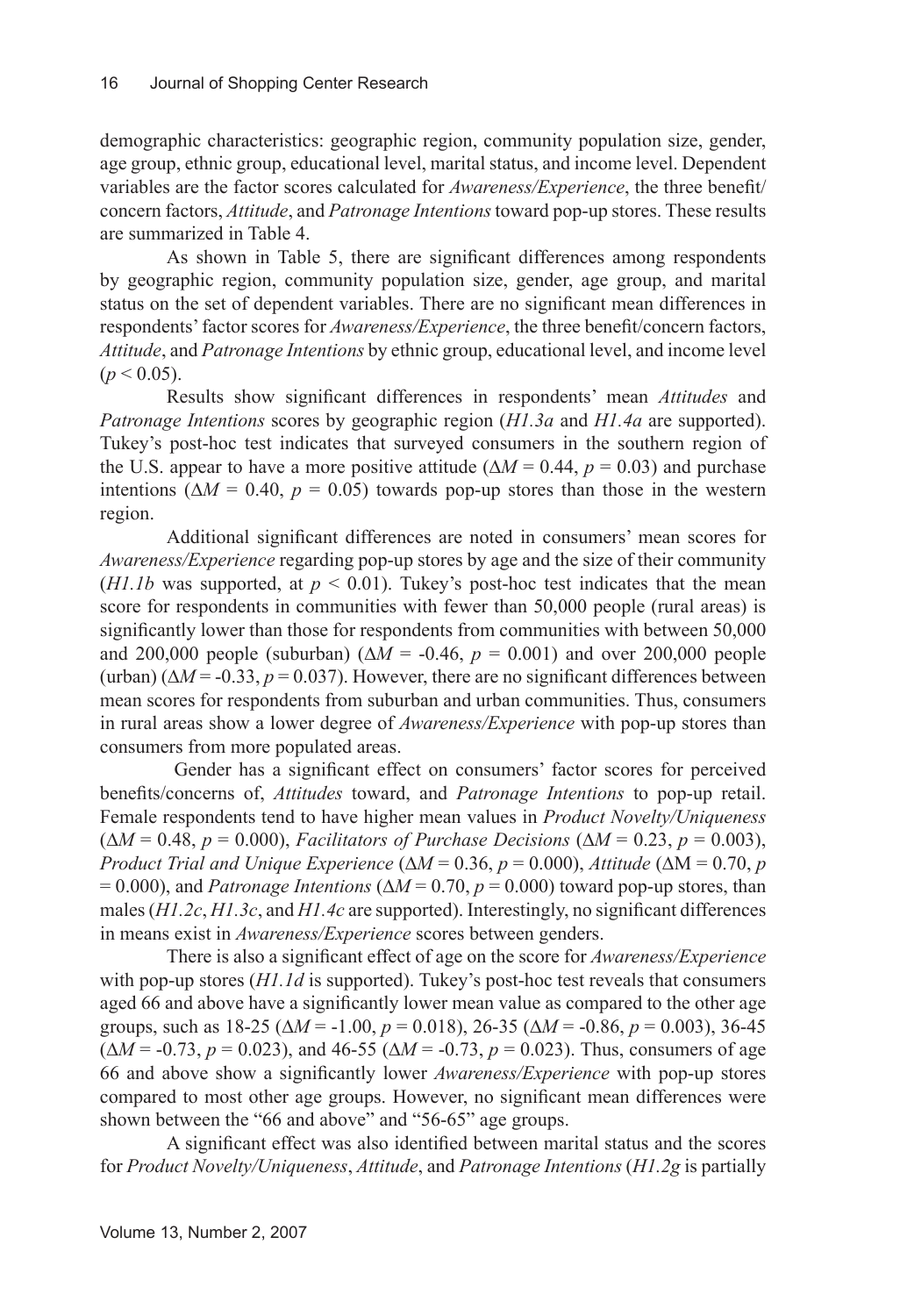demographic characteristics: geographic region, community population size, gender, age group, ethnic group, educational level, marital status, and income level. Dependent variables are the factor scores calculated for *Awareness/Experience*, the three benefit/concern factors, *Attitude*, and *Patronage Intentions* toward pop-up stores. These results are summarized in Table 4.

As shown in Table 5, there are significant differences among respondents by geographic region, community population size, gender, age group, and marital status on the set of dependent variables. There are no significant mean differences in respondents' factor scores for *Awareness/Experience*, the three benefit/concern factors, *Attitude*, and *Patronage Intentions* by ethnic group, educational level, and income level ($p < 0.05$).

Results show significant differences in respondents' mean *Attitudes* and *Patronage Intentions* scores by geographic region (*H1.3a* and *H1.4a* are supported). Tukey's post-hoc test indicates that surveyed consumers in the southern region of the U.S. appear to have a more positive attitude ($\Delta M = 0.44$, $p = 0.03$) and purchase intentions ($\Delta M = 0.40$, $p = 0.05$) towards pop-up stores than those in the western region.

Additional significant differences are noted in consumers' mean scores for *Awareness/Experience* regarding pop-up stores by age and the size of their community (*H1.1b* was supported, at $p < 0.01$). Tukey's post-hoc test indicates that the mean score for respondents in communities with fewer than 50,000 people (rural areas) is significantly lower than those for respondents from communities with between 50,000 and 200,000 people (suburban) ($\Delta M = -0.46$, $p = 0.001$) and over 200,000 people (urban) ($\Delta M = -0.33$, $p = 0.037$). However, there are no significant differences between mean scores for respondents from suburban and urban communities. Thus, consumers in rural areas show a lower degree of *Awareness/Experience* with pop-up stores than consumers from more populated areas.

Gender has a significant effect on consumers' factor scores for perceived benefits/concerns of, *Attitudes* toward, and *Patronage Intentions* to pop-up retail. Female respondents tend to have higher mean values in *Product Novelty/Uniqueness* ($\Delta M = 0.48$, $p = 0.000$), *Facilitators of Purchase Decisions* ($\Delta M = 0.23$, $p = 0.003$), *Product Trial and Unique Experience* ($\Delta M = 0.36$, $p = 0.000$), *Attitude* ($\Delta M = 0.70$, $p = 0.000$), and *Patronage Intentions* ($\Delta M = 0.70$, $p = 0.000$) toward pop-up stores, than males (*H1.2c*, *H1.3c*, and *H1.4c* are supported). Interestingly, no significant differences in means exist in *Awareness/Experience* scores between genders.

There is also a significant effect of age on the score for *Awareness/Experience* with pop-up stores (*H1.1d* is supported). Tukey's post-hoc test reveals that consumers aged 66 and above have a significantly lower mean value as compared to the other age groups, such as 18-25 ($\Delta M = -1.00$, $p = 0.018$), 26-35 ($\Delta M = -0.86$, $p = 0.003$), 36-45 ($\Delta M = -0.73$, $p = 0.023$), and 46-55 ($\Delta M = -0.73$, $p = 0.023$). Thus, consumers of age 66 and above show a significantly lower *Awareness/Experience* with pop-up stores compared to most other age groups. However, no significant mean differences were shown between the "66 and above" and "56-65" age groups.

A significant effect was also identified between marital status and the scores for *Product Novelty/Uniqueness*, *Attitude*, and *Patronage Intentions* (*H1.2g* is partially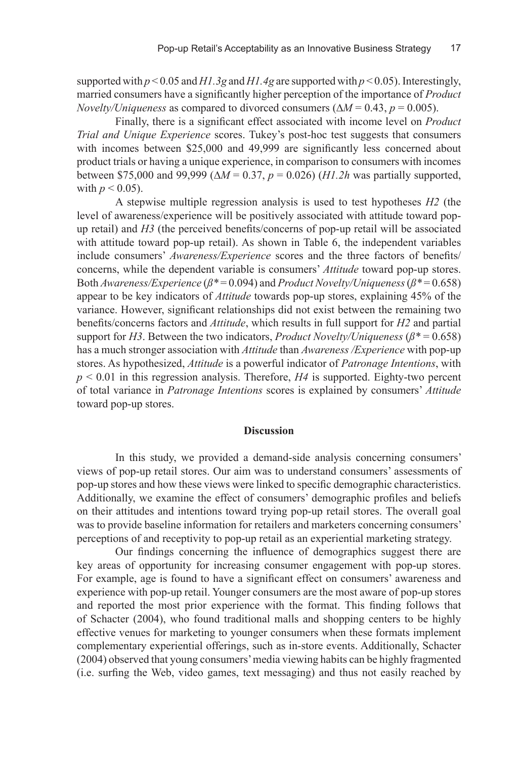supported with $p < 0.05$ and *H1.3g* and *H1.4g* are supported with $p < 0.05$). Interestingly, married consumers have a significantly higher perception of the importance of *Product Novelty/Uniqueness* as compared to divorced consumers ($\Delta M = 0.43$, $p = 0.005$).

Finally, there is a significant effect associated with income level on *Product Trial and Unique Experience* scores. Tukey's post-hoc test suggests that consumers with incomes between \$25,000 and 49,999 are significantly less concerned about product trials or having a unique experience, in comparison to consumers with incomes between \$75,000 and 99,999 ($\Delta M = 0.37$, $p = 0.026$) (*H1.2h* was partially supported, with $p < 0.05$).

A stepwise multiple regression analysis is used to test hypotheses *H2* (the level of awareness/experience will be positively associated with attitude toward pop-up retail) and *H3* (the perceived benefits/concerns of pop-up retail will be associated with attitude toward pop-up retail). As shown in Table 6, the independent variables include consumers' *Awareness/Experience* scores and the three factors of benefits/concerns, while the dependent variable is consumers' *Attitude* toward pop-up stores. Both *Awareness/Experience* ($\beta^* = 0.094$) and *Product Novelty/Uniqueness* ($\beta^* = 0.658$) appear to be key indicators of *Attitude* towards pop-up stores, explaining 45% of the variance. However, significant relationships did not exist between the remaining two benefits/concerns factors and *Attitude*, which results in full support for *H2* and partial support for *H3*. Between the two indicators, *Product Novelty/Uniqueness* ($\beta^* = 0.658$) has a much stronger association with *Attitude* than *Awareness /Experience* with pop-up stores. As hypothesized, *Attitude* is a powerful indicator of *Patronage Intentions*, with $p < 0.01$ in this regression analysis. Therefore, *H4* is supported. Eighty-two percent of total variance in *Patronage Intentions* scores is explained by consumers' *Attitude* toward pop-up stores.

## Discussion

In this study, we provided a demand-side analysis concerning consumers' views of pop-up retail stores. Our aim was to understand consumers' assessments of pop-up stores and how these views were linked to specific demographic characteristics. Additionally, we examine the effect of consumers' demographic profiles and beliefs on their attitudes and intentions toward trying pop-up retail stores. The overall goal was to provide baseline information for retailers and marketers concerning consumers' perceptions of and receptivity to pop-up retail as an experiential marketing strategy.

Our findings concerning the influence of demographics suggest there are key areas of opportunity for increasing consumer engagement with pop-up stores. For example, age is found to have a significant effect on consumers' awareness and experience with pop-up retail. Younger consumers are the most aware of pop-up stores and reported the most prior experience with the format. This finding follows that of Schacter (2004), who found traditional malls and shopping centers to be highly effective venues for marketing to younger consumers when these formats implement complementary experiential offerings, such as in-store events. Additionally, Schacter (2004) observed that young consumers' media viewing habits can be highly fragmented (i.e. surfing the Web, video games, text messaging) and thus not easily reached by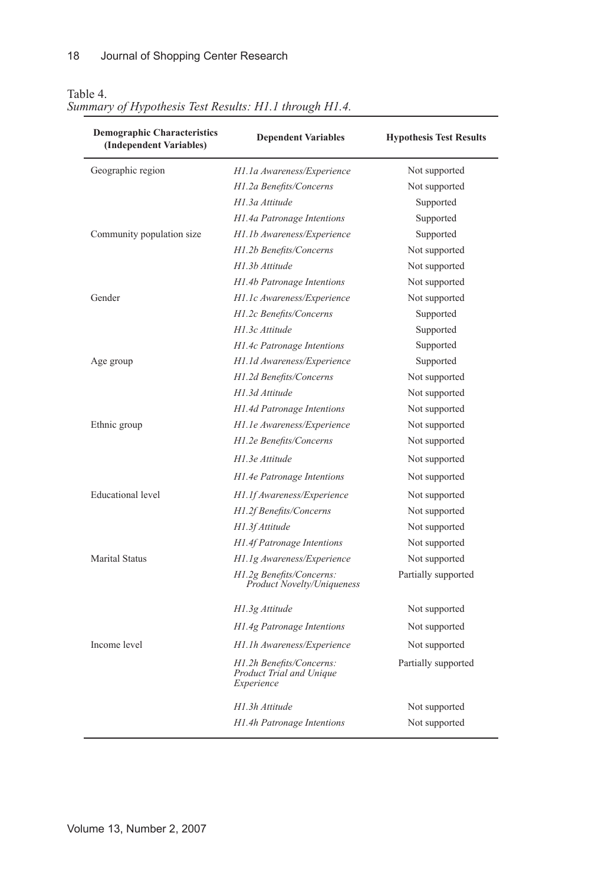Table 4.
*Summary of Hypothesis Test Results: H1.1 through H1.4.*

| Demographic Characteristics (Independent Variables) | Dependent Variables | Hypothesis Test Results |
|---|---|---|
| Geographic region | *H1.1a Awareness/Experience* | Not supported |
| | *H1.2a Benefits/Concerns* | Not supported |
| | *H1.3a Attitude* | Supported |
| | *H1.4a Patronage Intentions* | Supported |
| Community population size | *H1.1b Awareness/Experience* | Supported |
| | *H1.2b Benefits/Concerns* | Not supported |
| | *H1.3b Attitude* | Not supported |
| | *H1.4b Patronage Intentions* | Not supported |
| Gender | *H1.1c Awareness/Experience* | Not supported |
| | *H1.2c Benefits/Concerns* | Supported |
| | *H1.3c Attitude* | Supported |
| | *H1.4c Patronage Intentions* | Supported |
| Age group | *H1.1d Awareness/Experience* | Supported |
| | *H1.2d Benefits/Concerns* | Not supported |
| | *H1.3d Attitude* | Not supported |
| | *H1.4d Patronage Intentions* | Not supported |
| Ethnic group | *H1.1e Awareness/Experience* | Not supported |
| | *H1.2e Benefits/Concerns* | Not supported |
| | *H1.3e Attitude* | Not supported |
| | *H1.4e Patronage Intentions* | Not supported |
| Educational level | *H1.1f Awareness/Experience* | Not supported |
| | *H1.2f Benefits/Concerns* | Not supported |
| | *H1.3f Attitude* | Not supported |
| | *H1.4f Patronage Intentions* | Not supported |
| Marital Status | *H1.1g Awareness/Experience* | Not supported |
| | *H1.2g Benefits/Concerns: Product Novelty/Uniqueness* | Partially supported |
| | *H1.3g Attitude* | Not supported |
| | *H1.4g Patronage Intentions* | Not supported |
| Income level | *H1.1h Awareness/Experience* | Not supported |
| | *H1.2h Benefits/Concerns: Product Trial and Unique Experience* | Partially supported |
| | *H1.3h Attitude* | Not supported |
| | *H1.4h Patronage Intentions* | Not supported |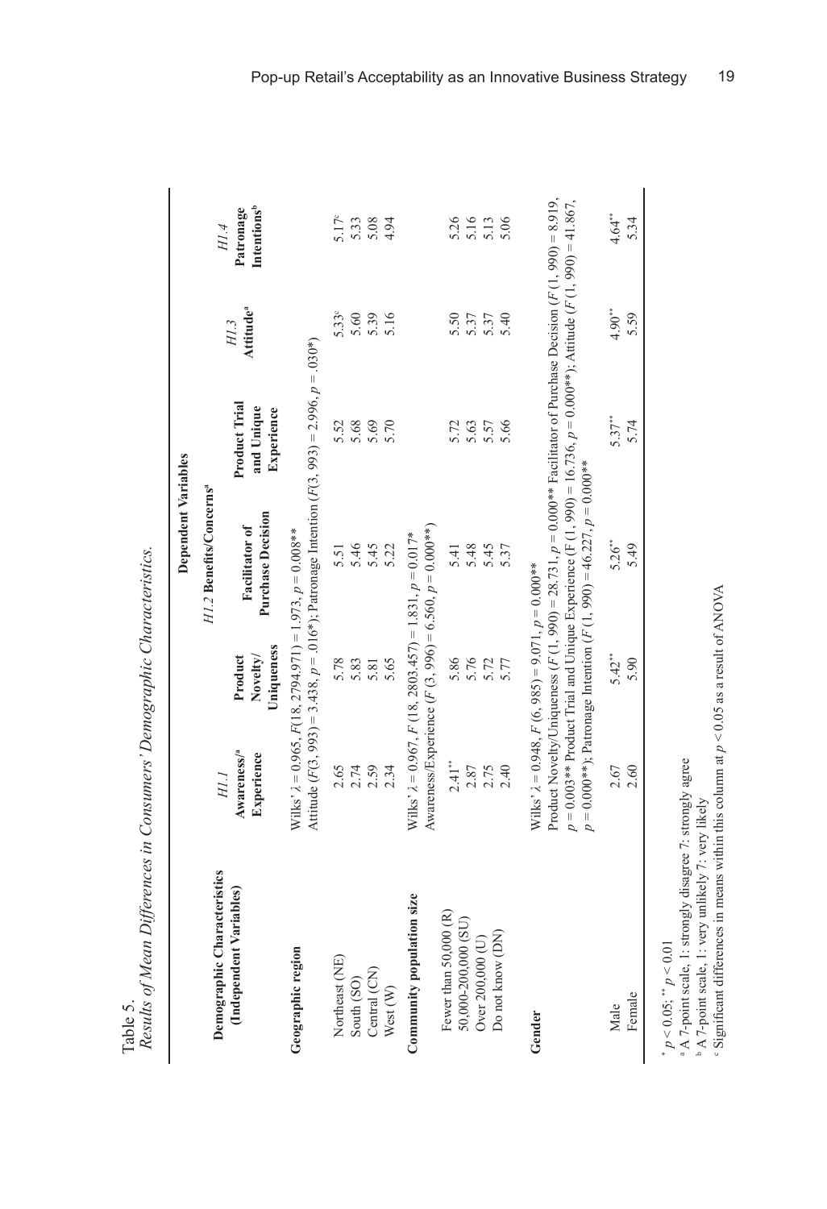Table 5.
*Results of Mean Differences in Consumers' Demographic Characteristics.*

| Demographic Characteristics (Independent Variables) | Dependent Variables | | | | | |
|---|---|---|---|---|---|---|
| | *H1.1* Awareness/[a] Experience | *H1.2* Benefits/Concerns[a] Product Novelty/ Uniqueness | Facilitator of Purchase Decision | Product Trial and Unique Experience | *H1.3* Attitude[a] | *H1.4* Patronage Intentions[b] |
| **Geographic region** | Wilks' $\lambda = 0.965$, $F(18, 2794.971) = 1.973$, $p = 0.008$** Attitude ($F(3, 993) = 3.438$, $p = .016$*); Patronage Intention ($F(3, 993) = 2.996$, $p = .030$*) | | | | | |
| Northeast (NE) | 2.65 | 5.78 | 5.51 | 5.52 | 5.33[c] | 5.17[c] |
| South (SO) | 2.74 | 5.83 | 5.46 | 5.68 | 5.60 | 5.33 |
| Central (CN) | 2.59 | 5.81 | 5.45 | 5.69 | 5.39 | 5.08 |
| West (W) | 2.34 | 5.65 | 5.22 | 5.70 | 5.16 | 4.94 |
| **Community population size** | Wilks' $\lambda = 0.967$, $F(18, 2803.457) = 1.831$, $p = 0.017$* Awareness/Experience ($F(3, 996) = 6.560$, $p = 0.000$**) | | | | | |
| Fewer than 50,000 (R) | 2.41** | 5.86 | 5.41 | 5.72 | 5.50 | 5.26 |
| 50,000-200,000 (SU) | 2.87 | 5.76 | 5.48 | 5.63 | 5.37 | 5.16 |
| Over 200,000 (U) | 2.75 | 5.72 | 5.45 | 5.57 | 5.37 | 5.13 |
| Do not know (DN) | 2.40 | 5.77 | 5.37 | 5.66 | 5.40 | 5.06 |
| **Gender** | Wilks' $\lambda = 0.948$, $F(6, 985) = 9.071$, $p = 0.000$** Product Novelty/Uniqueness ($F(1, 990) = 28.731$, $p = 0.000$** Facilitator of Purchase Decision ($F(1, 990) = 8.919$, $p = 0.003$** Product Trial and Unique Experience ($F(1, 990) = 16.736$, $p = 0.000$**); Attitude ($F(1, 990) = 41.867$, $p = 0.000$**); Patronage Intention ($F(1, 990) = 46.227$, $p = 0.000$** | | | | | |
| Male | 2.67 | 5.42** | 5.26** | 5.37** | 4.90** | 4.64** |
| Female | 2.60 | 5.90 | 5.49 | 5.74 | 5.59 | 5.34 |

\* $p < 0.05$; \*\* $p < 0.01$
[a] A 7-point scale, 1: strongly disagree 7: strongly agree
[b] A 7-point scale, 1: very unlikely 7: very likely
[c] Significant differences in means within this column at $p < 0.05$ as a result of ANOVA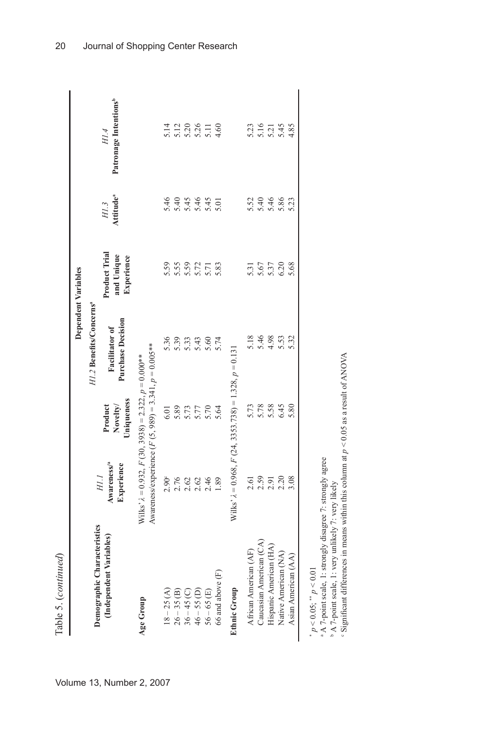Table 5. (*continued*)

| Demographic Characteristics (Independent Variables) | *H1.1* Awareness/[a] Experience | *H1.2* Benefits/Concerns[a] Product Novelty/ Uniqueness | Facilitator of Purchase Decision | Product Trial and Unique Experience | *H1.3* Attitude[a] | *H1.4* Patronage Intentions[b] |
|---|---|---|---|---|---|---|
| **Age Group** | Wilks' $\lambda = 0.932$, $F$ (30, 3938) = 2.322, $p = 0.000$** | | | | | |
| | Awareness/experience ($F$ (5, 989) = 3.341, $p = 0.005$**) | | | | | |
| 18 – 25 (A) | 2.90[c] | 6.01 | 5.36 | 5.59 | 5.46 | 5.14 |
| 26 – 35 (B) | 2.76 | 5.89 | 5.39 | 5.55 | 5.40 | 5.12 |
| 36 – 45 (C) | 2.62 | 5.73 | 5.33 | 5.59 | 5.45 | 5.20 |
| 46 – 55 (D) | 2.62 | 5.77 | 5.43 | 5.72 | 5.46 | 5.26 |
| 56 – 65 (E) | 2.46 | 5.70 | 5.60 | 5.71 | 5.45 | 5.11 |
| 66 and above (F) | 1.89 | 5.64 | 5.74 | 5.83 | 5.01 | 4.60 |
| **Ethnic Group** | Wilks' $\lambda = 0.968$, $F$ (24, 3353.738) = 1.328, $p = 0.131$ | | | | | |
| African American (AF) | 2.61 | 5.73 | 5.18 | 5.31 | 5.52 | 5.23 |
| Caucasian American (CA) | 2.59 | 5.78 | 5.46 | 5.67 | 5.40 | 5.16 |
| Hispanic American (HA) | 2.91 | 5.58 | 4.98 | 5.37 | 5.46 | 5.21 |
| Native American (NA) | 2.20 | 6.45 | 5.53 | 6.20 | 5.86 | 5.45 |
| Asian American (AA) | 3.08 | 5.80 | 5.32 | 5.68 | 5.23 | 4.85 |

\* $p < 0.05$; \*\* $p < 0.01$

[a] A 7-point scale, 1: strongly disagree 7: strongly agree

[b] A 7-point scale, 1: very unlikely 7: very likely

[c] Significant differences in means within this column at $p < 0.05$ as a result of ANOVA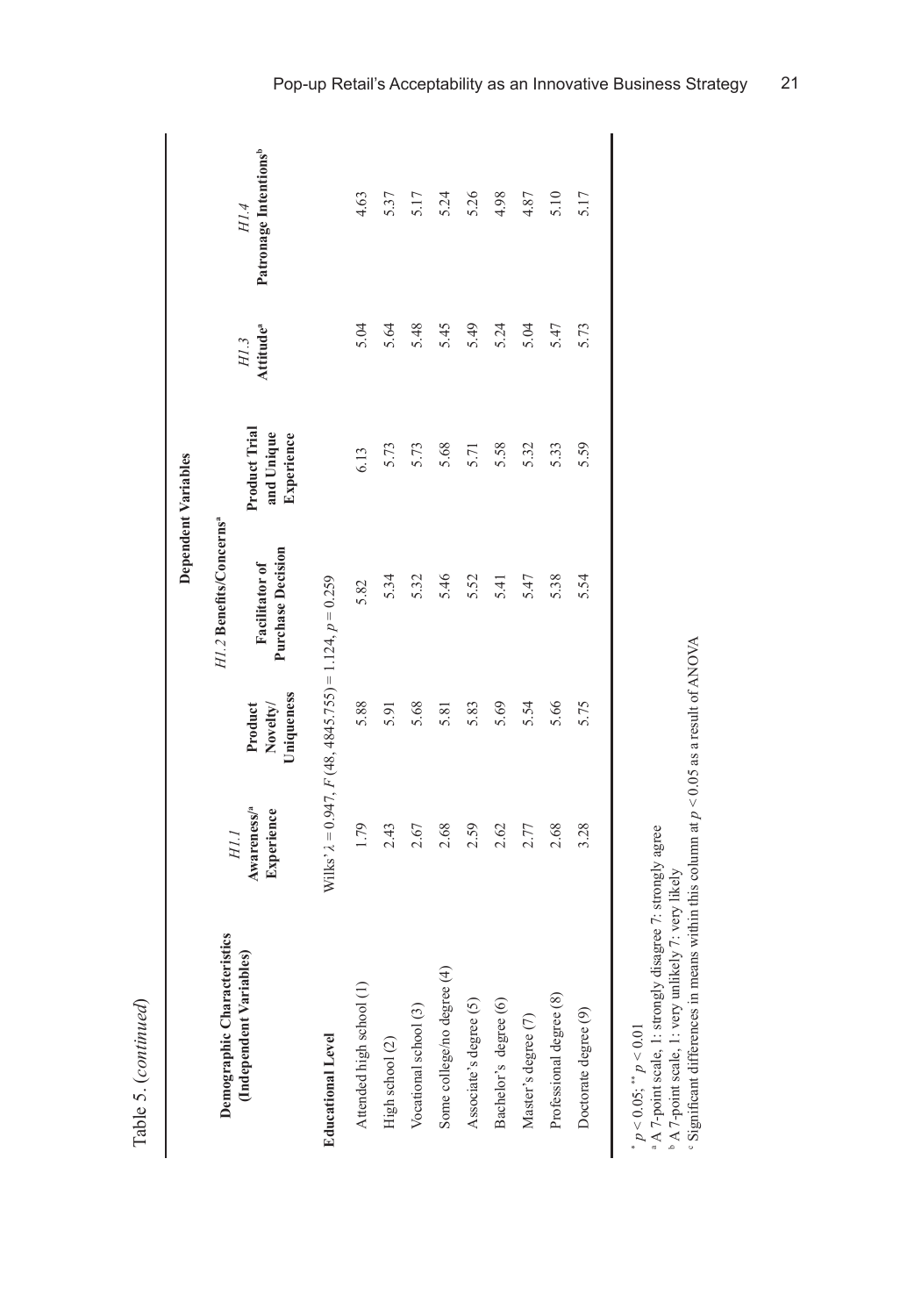Table 5. (*continued*)

| Demographic Characteristics (Independent Variables) | *H1.1* Awareness/[a] Experience | *H1.2* Benefits/Concerns[a] Product Novelty/ Uniqueness | Facilitator of Purchase Decision | Product Trial and Unique Experience | *H1.3* Attitude[a] | *H1.4* Patronage Intentions[b] |
|---|---|---|---|---|---|---|
| **Educational Level** | Wilks' $\lambda = 0.947$, $F(48, 4845.755) = 1.124$, $p = 0.259$ | | | | | |
| Attended high school (1) | 1.79 | 5.88 | 5.82 | 6.13 | 5.04 | 4.63 |
| High school (2) | 2.43 | 5.91 | 5.34 | 5.73 | 5.64 | 5.37 |
| Vocational school (3) | 2.67 | 5.68 | 5.32 | 5.73 | 5.48 | 5.17 |
| Some college/no degree (4) | 2.68 | 5.81 | 5.46 | 5.68 | 5.45 | 5.24 |
| Associate's degree (5) | 2.59 | 5.83 | 5.52 | 5.71 | 5.49 | 5.26 |
| Bachelor's degree (6) | 2.62 | 5.69 | 5.41 | 5.58 | 5.24 | 4.98 |
| Master's degree (7) | 2.77 | 5.54 | 5.47 | 5.32 | 5.04 | 4.87 |
| Professional degree (8) | 2.68 | 5.66 | 5.38 | 5.33 | 5.47 | 5.10 |
| Doctorate degree (9) | 3.28 | 5.75 | 5.54 | 5.59 | 5.73 | 5.17 |

Dependent Variables: columns *H1.1* through *H1.4*.

$^{*}$ $p < 0.05$; $^{**}$ $p < 0.01$
[a] A 7-point scale, 1: strongly disagree 7: strongly agree
[b] A 7-point scale, 1: very unlikely 7: very likely
[c] Significant differences in means within this column at $p < 0.05$ as a result of ANOVA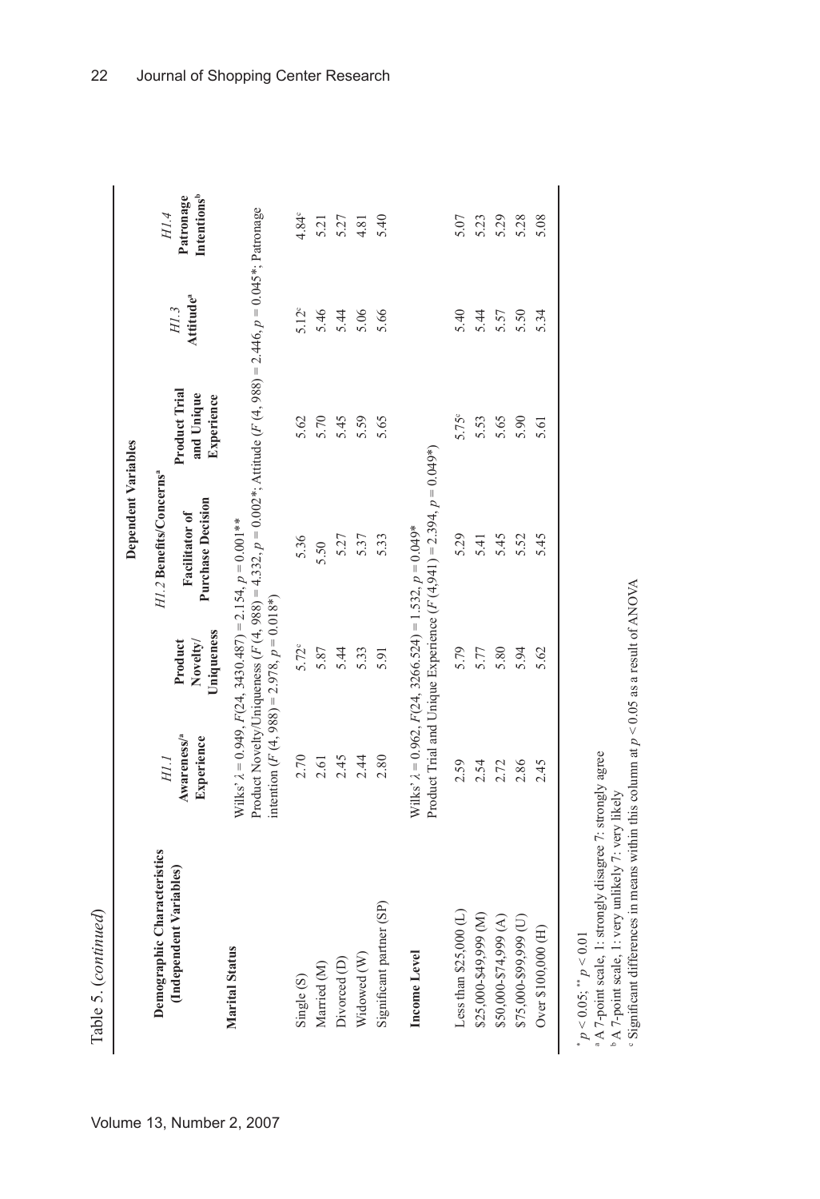Table 5. (*continued*)

| Demographic Characteristics (Independent Variables) | *H1.1* Awareness/[a] Experience | *H1.2* Benefits/Concerns[a] | | | *H1.3* Attitude[a] | *H1.4* Patronage Intentions[b] |
|---|---|---|---|---|---|---|
| | | Product Novelty/ Uniqueness | Facilitator of Purchase Decision | Product Trial and Unique Experience | | |
| **Marital Status** | Wilks' $\lambda = 0.949$, $F(24, 3430.487) = 2.154$, $p = 0.001^{**}$ Product Novelty/Uniqueness ($F(4, 988) = 4.332$, $p = 0.002^{*}$; Attitude ($F(4, 988) = 2.446$, $p = 0.045^{*}$; Patronage intention ($F(4, 988) = 2.978$, $p = 0.018^{*}$) | | | | | |
| Single (S) | 2.70 | 5.72[c] | 5.36 | 5.62 | 5.12[c] | 4.84[c] |
| Married (M) | 2.61 | 5.87 | 5.50 | 5.70 | 5.46 | 5.21 |
| Divorced (D) | 2.45 | 5.44 | 5.27 | 5.45 | 5.44 | 5.27 |
| Widowed (W) | 2.44 | 5.33 | 5.37 | 5.59 | 5.06 | 4.81 |
| Significant partner (SP) | 2.80 | 5.91 | 5.33 | 5.65 | 5.66 | 5.40 |
| **Income Level** | Wilks' $\lambda = 0.962$, $F(24, 3266.524) = 1.532$, $p = 0.049^{*}$ Product Trial and Unique Experience ($F(4,941) = 2.394$, $p = 0.049^{*}$) | | | | | |
| Less than $25,000 (L) | 2.59 | 5.79 | 5.29 | 5.75[c] | 5.40 | 5.07 |
| $25,000-$49,999 (M) | 2.54 | 5.77 | 5.41 | 5.53 | 5.44 | 5.23 |
| $50,000-$74,999 (A) | 2.72 | 5.80 | 5.45 | 5.65 | 5.57 | 5.29 |
| $75,000-$99,999 (U) | 2.86 | 5.94 | 5.52 | 5.90 | 5.50 | 5.28 |
| Over $100,000 (H) | 2.45 | 5.62 | 5.45 | 5.61 | 5.34 | 5.08 |

$^{*}$ $p < 0.05$; $^{**}$ $p < 0.01$

[a] A 7-point scale, 1: strongly disagree 7: strongly agree

[b] A 7-point scale, 1: very unlikely 7: very likely

[c] Significant differences in means within this column at $p < 0.05$ as a result of ANOVA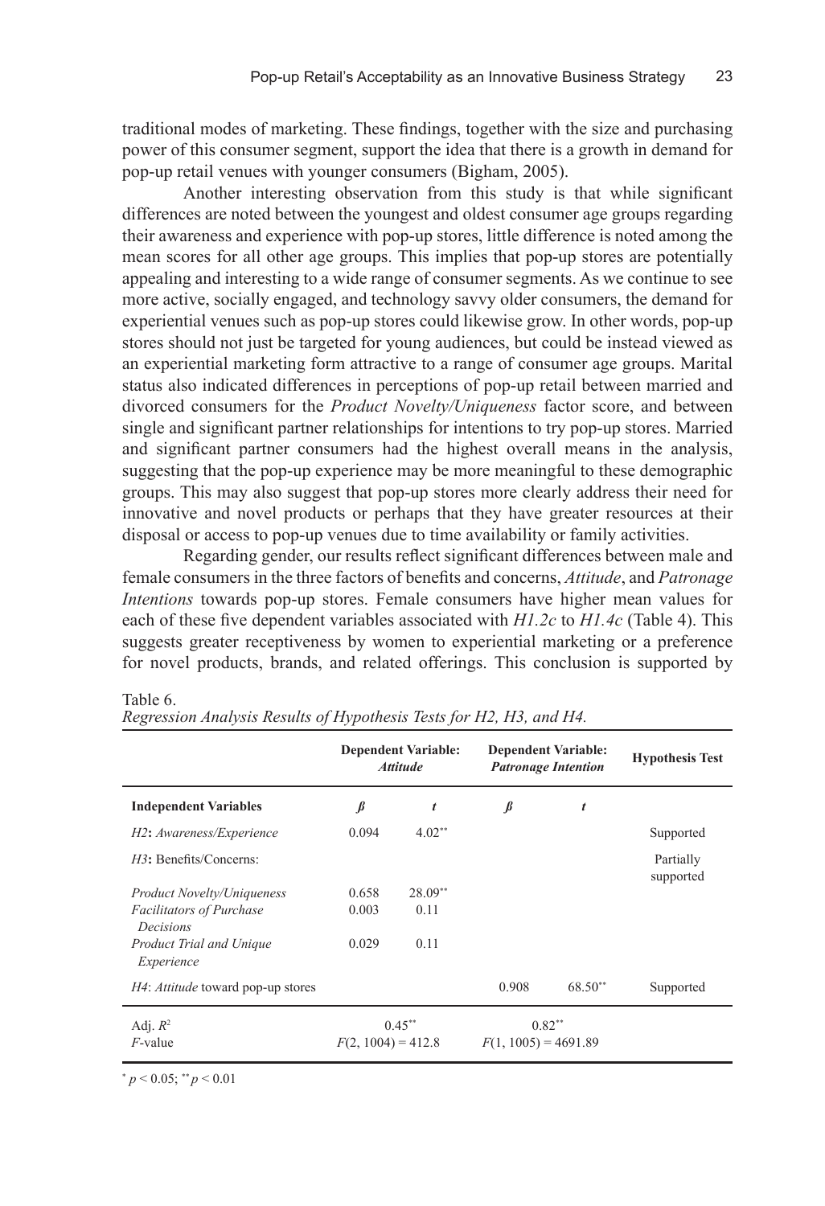traditional modes of marketing. These findings, together with the size and purchasing power of this consumer segment, support the idea that there is a growth in demand for pop-up retail venues with younger consumers (Bigham, 2005).

Another interesting observation from this study is that while significant differences are noted between the youngest and oldest consumer age groups regarding their awareness and experience with pop-up stores, little difference is noted among the mean scores for all other age groups. This implies that pop-up stores are potentially appealing and interesting to a wide range of consumer segments. As we continue to see more active, socially engaged, and technology savvy older consumers, the demand for experiential venues such as pop-up stores could likewise grow. In other words, pop-up stores should not just be targeted for young audiences, but could be instead viewed as an experiential marketing form attractive to a range of consumer age groups. Marital status also indicated differences in perceptions of pop-up retail between married and divorced consumers for the *Product Novelty/Uniqueness* factor score, and between single and significant partner relationships for intentions to try pop-up stores. Married and significant partner consumers had the highest overall means in the analysis, suggesting that the pop-up experience may be more meaningful to these demographic groups. This may also suggest that pop-up stores more clearly address their need for innovative and novel products or perhaps that they have greater resources at their disposal or access to pop-up venues due to time availability or family activities.

Regarding gender, our results reflect significant differences between male and female consumers in the three factors of benefits and concerns, *Attitude*, and *Patronage Intentions* towards pop-up stores. Female consumers have higher mean values for each of these five dependent variables associated with *H1.2c* to *H1.4c* (Table 4). This suggests greater receptiveness by women to experiential marketing or a preference for novel products, brands, and related offerings. This conclusion is supported by

Table 6.
*Regression Analysis Results of Hypothesis Tests for H2, H3, and H4.*

| | **Dependent Variable: *Attitude*** | | **Dependent Variable: *Patronage Intention*** | | **Hypothesis Test** |
|---|---|---|---|---|---|
| **Independent Variables** | ***β*** | ***t*** | ***β*** | ***t*** | |
| *H2*: *Awareness/Experience* | 0.094 | $4.02^{**}$ | | | Supported |
| *H3*: Benefits/Concerns: | | | | | Partially supported |
| *Product Novelty/Uniqueness* | 0.658 | $28.09^{**}$ | | | |
| *Facilitators of Purchase Decisions* | 0.003 | 0.11 | | | |
| *Product Trial and Unique Experience* | 0.029 | 0.11 | | | |
| *H4*: *Attitude* toward pop-up stores | | | 0.908 | $68.50^{**}$ | Supported |
| Adj. $R^2$ | $0.45^{**}$ | | $0.82^{**}$ | | |
| *F*-value | $F(2, 1004) = 412.8$ | | $F(1, 1005) = 4691.89$ | | |

$^{*}$ $p < 0.05$; $^{**}$ $p < 0.01$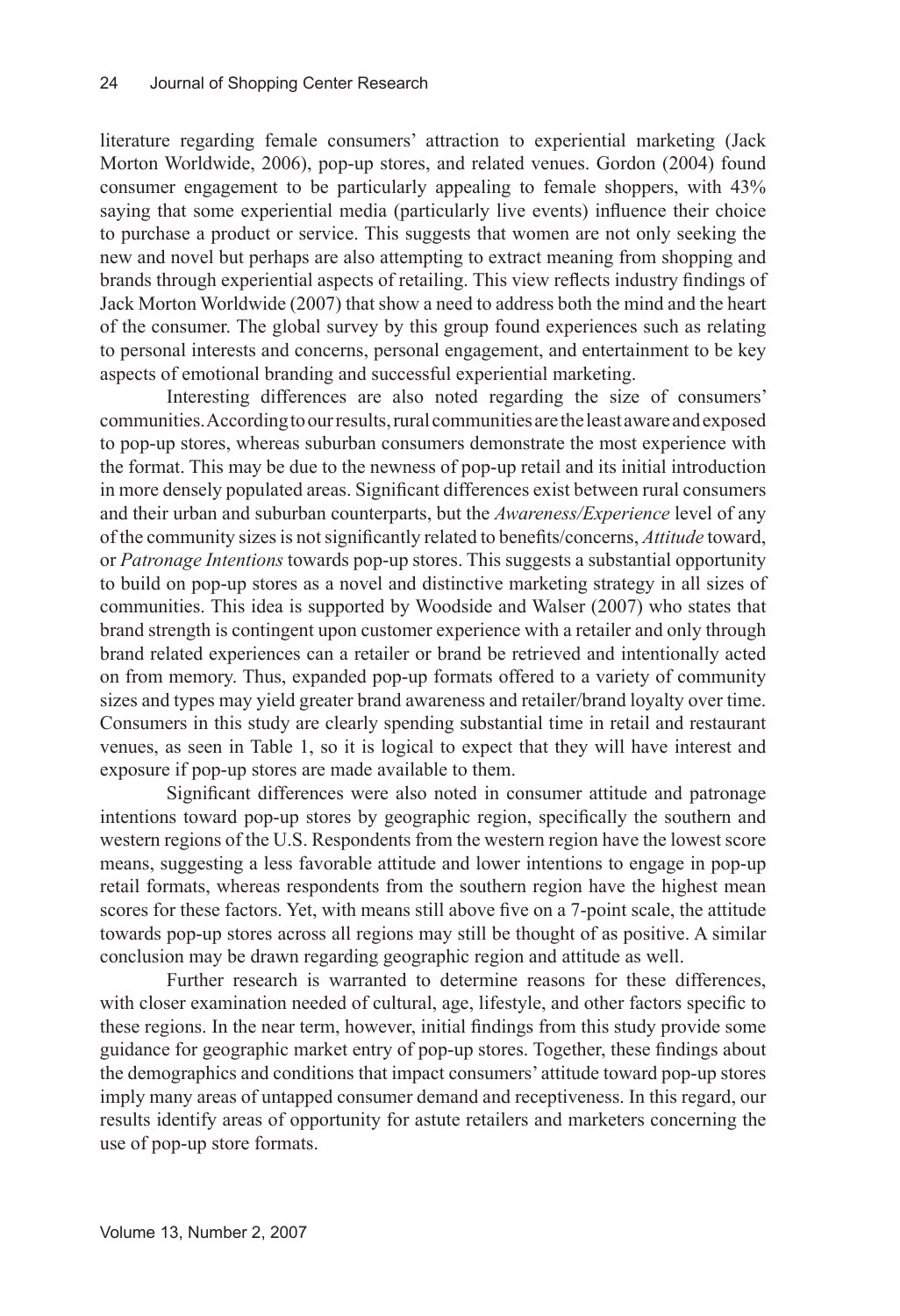literature regarding female consumers' attraction to experiential marketing (Jack Morton Worldwide, 2006), pop-up stores, and related venues. Gordon (2004) found consumer engagement to be particularly appealing to female shoppers, with 43% saying that some experiential media (particularly live events) influence their choice to purchase a product or service. This suggests that women are not only seeking the new and novel but perhaps are also attempting to extract meaning from shopping and brands through experiential aspects of retailing. This view reflects industry findings of Jack Morton Worldwide (2007) that show a need to address both the mind and the heart of the consumer. The global survey by this group found experiences such as relating to personal interests and concerns, personal engagement, and entertainment to be key aspects of emotional branding and successful experiential marketing.

Interesting differences are also noted regarding the size of consumers' communities. According to our results, rural communities are the least aware and exposed to pop-up stores, whereas suburban consumers demonstrate the most experience with the format. This may be due to the newness of pop-up retail and its initial introduction in more densely populated areas. Significant differences exist between rural consumers and their urban and suburban counterparts, but the *Awareness/Experience* level of any of the community sizes is not significantly related to benefits/concerns, *Attitude* toward, or *Patronage Intentions* towards pop-up stores. This suggests a substantial opportunity to build on pop-up stores as a novel and distinctive marketing strategy in all sizes of communities. This idea is supported by Woodside and Walser (2007) who states that brand strength is contingent upon customer experience with a retailer and only through brand related experiences can a retailer or brand be retrieved and intentionally acted on from memory. Thus, expanded pop-up formats offered to a variety of community sizes and types may yield greater brand awareness and retailer/brand loyalty over time. Consumers in this study are clearly spending substantial time in retail and restaurant venues, as seen in Table 1, so it is logical to expect that they will have interest and exposure if pop-up stores are made available to them.

Significant differences were also noted in consumer attitude and patronage intentions toward pop-up stores by geographic region, specifically the southern and western regions of the U.S. Respondents from the western region have the lowest score means, suggesting a less favorable attitude and lower intentions to engage in pop-up retail formats, whereas respondents from the southern region have the highest mean scores for these factors. Yet, with means still above five on a 7-point scale, the attitude towards pop-up stores across all regions may still be thought of as positive. A similar conclusion may be drawn regarding geographic region and attitude as well.

Further research is warranted to determine reasons for these differences, with closer examination needed of cultural, age, lifestyle, and other factors specific to these regions. In the near term, however, initial findings from this study provide some guidance for geographic market entry of pop-up stores. Together, these findings about the demographics and conditions that impact consumers' attitude toward pop-up stores imply many areas of untapped consumer demand and receptiveness. In this regard, our results identify areas of opportunity for astute retailers and marketers concerning the use of pop-up store formats.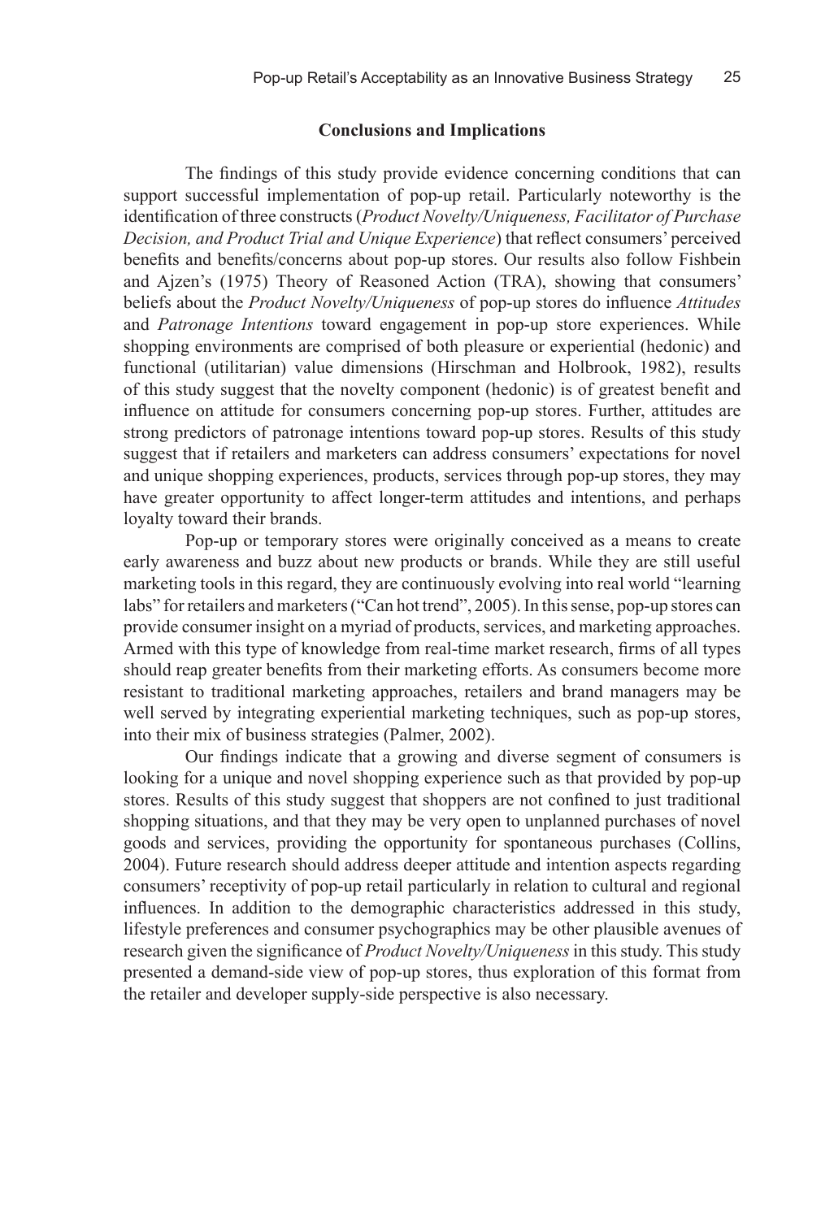## Conclusions and Implications

The findings of this study provide evidence concerning conditions that can support successful implementation of pop-up retail. Particularly noteworthy is the identification of three constructs (*Product Novelty/Uniqueness, Facilitator of Purchase Decision, and Product Trial and Unique Experience*) that reflect consumers' perceived benefits and benefits/concerns about pop-up stores. Our results also follow Fishbein and Ajzen's (1975) Theory of Reasoned Action (TRA), showing that consumers' beliefs about the *Product Novelty/Uniqueness* of pop-up stores do influence *Attitudes* and *Patronage Intentions* toward engagement in pop-up store experiences. While shopping environments are comprised of both pleasure or experiential (hedonic) and functional (utilitarian) value dimensions (Hirschman and Holbrook, 1982), results of this study suggest that the novelty component (hedonic) is of greatest benefit and influence on attitude for consumers concerning pop-up stores. Further, attitudes are strong predictors of patronage intentions toward pop-up stores. Results of this study suggest that if retailers and marketers can address consumers' expectations for novel and unique shopping experiences, products, services through pop-up stores, they may have greater opportunity to affect longer-term attitudes and intentions, and perhaps loyalty toward their brands.

Pop-up or temporary stores were originally conceived as a means to create early awareness and buzz about new products or brands. While they are still useful marketing tools in this regard, they are continuously evolving into real world "learning labs" for retailers and marketers ("Can hot trend", 2005). In this sense, pop-up stores can provide consumer insight on a myriad of products, services, and marketing approaches. Armed with this type of knowledge from real-time market research, firms of all types should reap greater benefits from their marketing efforts. As consumers become more resistant to traditional marketing approaches, retailers and brand managers may be well served by integrating experiential marketing techniques, such as pop-up stores, into their mix of business strategies (Palmer, 2002).

Our findings indicate that a growing and diverse segment of consumers is looking for a unique and novel shopping experience such as that provided by pop-up stores. Results of this study suggest that shoppers are not confined to just traditional shopping situations, and that they may be very open to unplanned purchases of novel goods and services, providing the opportunity for spontaneous purchases (Collins, 2004). Future research should address deeper attitude and intention aspects regarding consumers' receptivity of pop-up retail particularly in relation to cultural and regional influences. In addition to the demographic characteristics addressed in this study, lifestyle preferences and consumer psychographics may be other plausible avenues of research given the significance of *Product Novelty/Uniqueness* in this study. This study presented a demand-side view of pop-up stores, thus exploration of this format from the retailer and developer supply-side perspective is also necessary.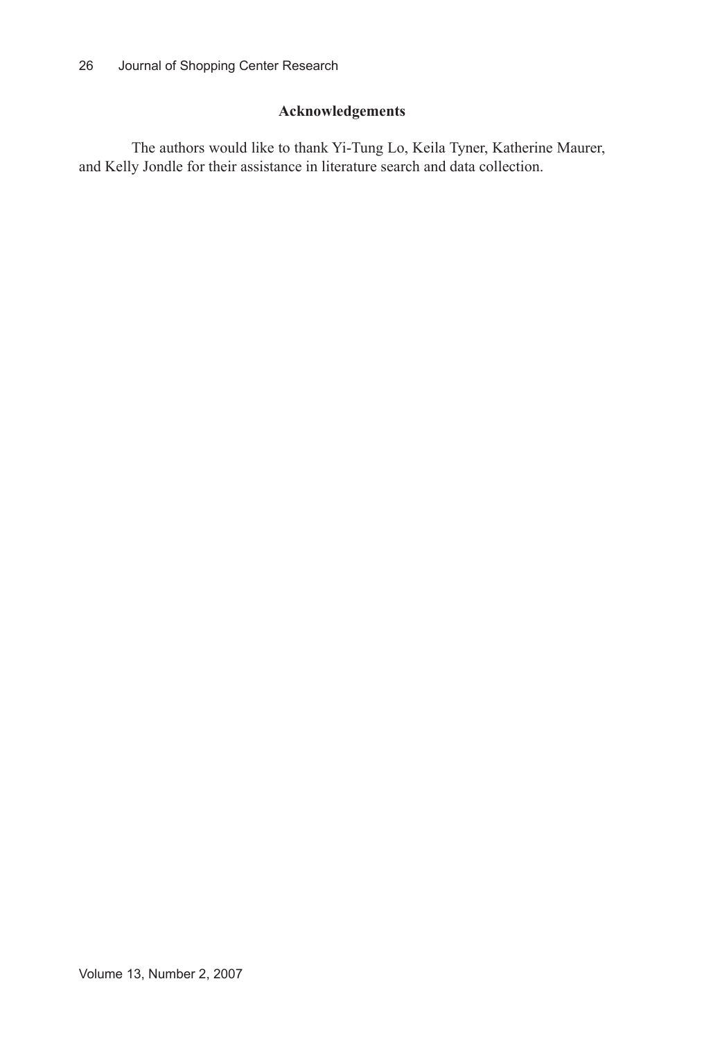## Acknowledgements

The authors would like to thank Yi-Tung Lo, Keila Tyner, Katherine Maurer, and Kelly Jondle for their assistance in literature search and data collection.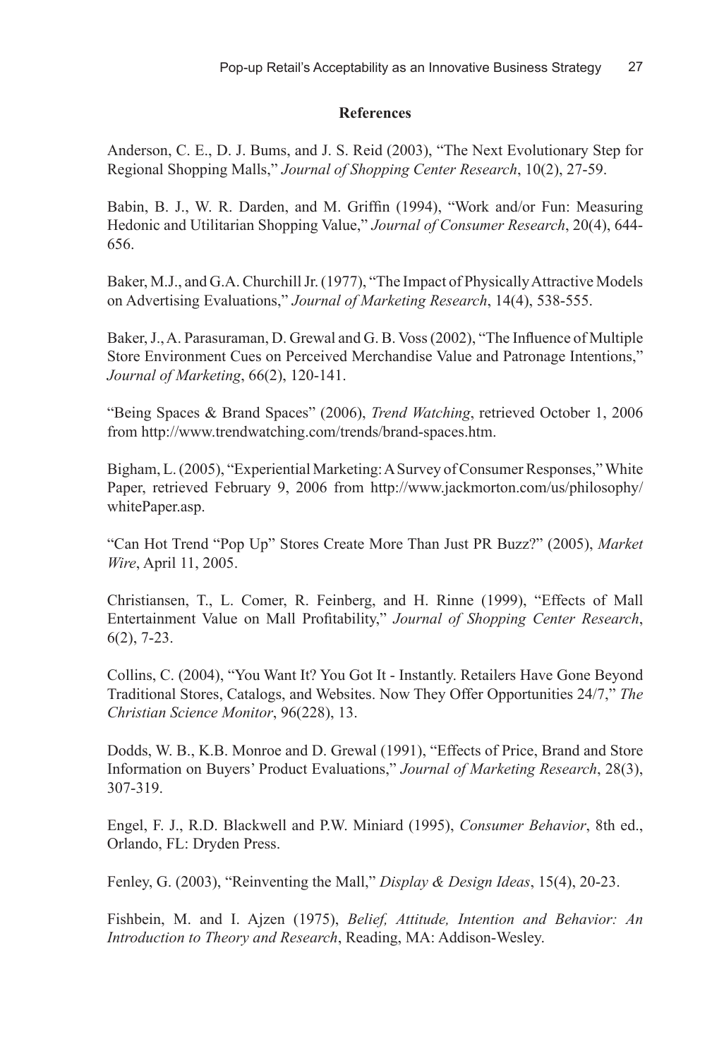## References

Anderson, C. E., D. J. Bums, and J. S. Reid (2003), "The Next Evolutionary Step for Regional Shopping Malls," *Journal of Shopping Center Research*, 10(2), 27-59.

Babin, B. J., W. R. Darden, and M. Griffin (1994), "Work and/or Fun: Measuring Hedonic and Utilitarian Shopping Value," *Journal of Consumer Research*, 20(4), 644-656.

Baker, M.J., and G.A. Churchill Jr. (1977), "The Impact of Physically Attractive Models on Advertising Evaluations," *Journal of Marketing Research*, 14(4), 538-555.

Baker, J., A. Parasuraman, D. Grewal and G. B. Voss (2002), "The Influence of Multiple Store Environment Cues on Perceived Merchandise Value and Patronage Intentions," *Journal of Marketing*, 66(2), 120-141.

"Being Spaces & Brand Spaces" (2006), *Trend Watching*, retrieved October 1, 2006 from http://www.trendwatching.com/trends/brand-spaces.htm.

Bigham, L. (2005), "Experiential Marketing: A Survey of Consumer Responses," White Paper, retrieved February 9, 2006 from http://www.jackmorton.com/us/philosophy/whitePaper.asp.

"Can Hot Trend "Pop Up" Stores Create More Than Just PR Buzz?" (2005), *Market Wire*, April 11, 2005.

Christiansen, T., L. Comer, R. Feinberg, and H. Rinne (1999), "Effects of Mall Entertainment Value on Mall Profitability," *Journal of Shopping Center Research*, 6(2), 7-23.

Collins, C. (2004), "You Want It? You Got It - Instantly. Retailers Have Gone Beyond Traditional Stores, Catalogs, and Websites. Now They Offer Opportunities 24/7," *The Christian Science Monitor*, 96(228), 13.

Dodds, W. B., K.B. Monroe and D. Grewal (1991), "Effects of Price, Brand and Store Information on Buyers' Product Evaluations," *Journal of Marketing Research*, 28(3), 307-319.

Engel, F. J., R.D. Blackwell and P.W. Miniard (1995), *Consumer Behavior*, 8th ed., Orlando, FL: Dryden Press.

Fenley, G. (2003), "Reinventing the Mall," *Display & Design Ideas*, 15(4), 20-23.

Fishbein, M. and I. Ajzen (1975), *Belief, Attitude, Intention and Behavior: An Introduction to Theory and Research*, Reading, MA: Addison-Wesley.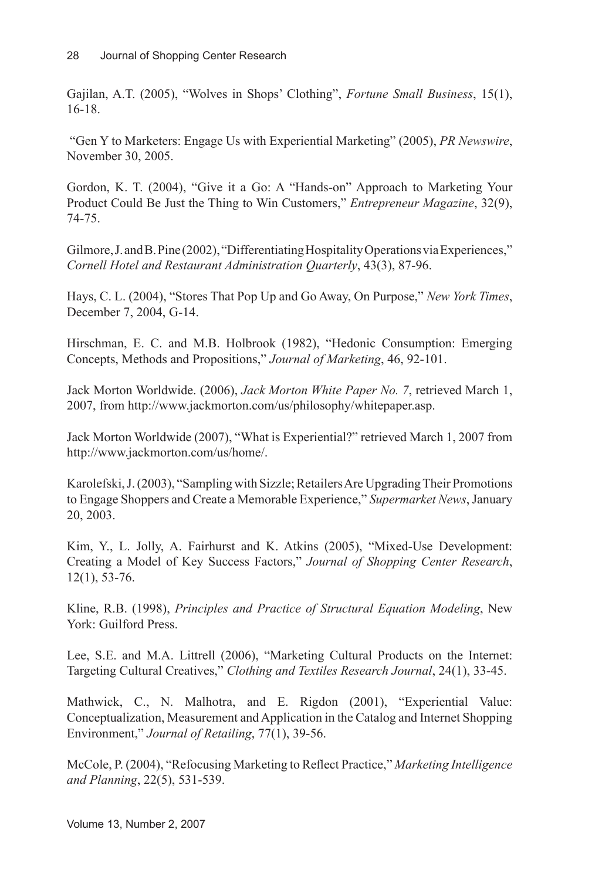Gajilan, A.T. (2005), "Wolves in Shops' Clothing", *Fortune Small Business*, 15(1), 16-18.

"Gen Y to Marketers: Engage Us with Experiential Marketing" (2005), *PR Newswire*, November 30, 2005.

Gordon, K. T. (2004), "Give it a Go: A "Hands-on" Approach to Marketing Your Product Could Be Just the Thing to Win Customers," *Entrepreneur Magazine*, 32(9), 74-75.

Gilmore, J. and B. Pine (2002), "Differentiating Hospitality Operations via Experiences," *Cornell Hotel and Restaurant Administration Quarterly*, 43(3), 87-96.

Hays, C. L. (2004), "Stores That Pop Up and Go Away, On Purpose," *New York Times*, December 7, 2004, G-14.

Hirschman, E. C. and M.B. Holbrook (1982), "Hedonic Consumption: Emerging Concepts, Methods and Propositions," *Journal of Marketing*, 46, 92-101.

Jack Morton Worldwide. (2006), *Jack Morton White Paper No. 7*, retrieved March 1, 2007, from http://www.jackmorton.com/us/philosophy/whitepaper.asp.

Jack Morton Worldwide (2007), "What is Experiential?" retrieved March 1, 2007 from http://www.jackmorton.com/us/home/.

Karolefski, J. (2003), "Sampling with Sizzle; Retailers Are Upgrading Their Promotions to Engage Shoppers and Create a Memorable Experience," *Supermarket News*, January 20, 2003.

Kim, Y., L. Jolly, A. Fairhurst and K. Atkins (2005), "Mixed-Use Development: Creating a Model of Key Success Factors," *Journal of Shopping Center Research*, 12(1), 53-76.

Kline, R.B. (1998), *Principles and Practice of Structural Equation Modeling*, New York: Guilford Press.

Lee, S.E. and M.A. Littrell (2006), "Marketing Cultural Products on the Internet: Targeting Cultural Creatives," *Clothing and Textiles Research Journal*, 24(1), 33-45.

Mathwick, C., N. Malhotra, and E. Rigdon (2001), "Experiential Value: Conceptualization, Measurement and Application in the Catalog and Internet Shopping Environment," *Journal of Retailing*, 77(1), 39-56.

McCole, P. (2004), "Refocusing Marketing to Reflect Practice," *Marketing Intelligence and Planning*, 22(5), 531-539.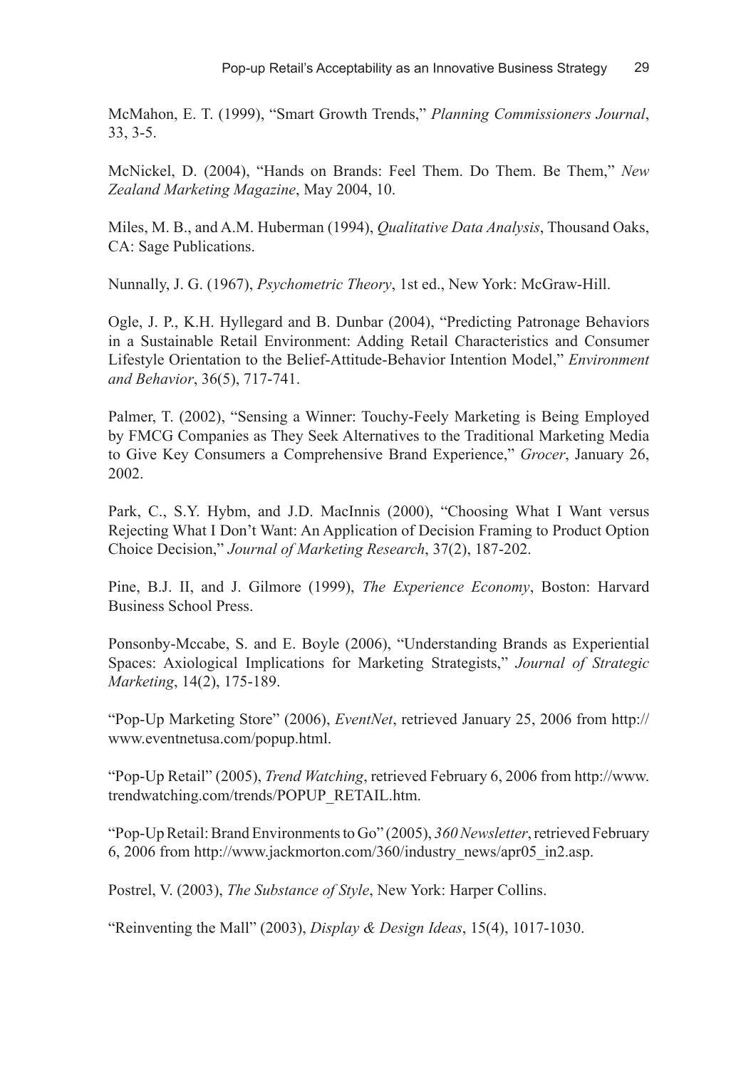McMahon, E. T. (1999), "Smart Growth Trends," *Planning Commissioners Journal*, 33, 3-5.

McNickel, D. (2004), "Hands on Brands: Feel Them. Do Them. Be Them," *New Zealand Marketing Magazine*, May 2004, 10.

Miles, M. B., and A.M. Huberman (1994), *Qualitative Data Analysis*, Thousand Oaks, CA: Sage Publications.

Nunnally, J. G. (1967), *Psychometric Theory*, 1st ed., New York: McGraw-Hill.

Ogle, J. P., K.H. Hyllegard and B. Dunbar (2004), "Predicting Patronage Behaviors in a Sustainable Retail Environment: Adding Retail Characteristics and Consumer Lifestyle Orientation to the Belief-Attitude-Behavior Intention Model," *Environment and Behavior*, 36(5), 717-741.

Palmer, T. (2002), "Sensing a Winner: Touchy-Feely Marketing is Being Employed by FMCG Companies as They Seek Alternatives to the Traditional Marketing Media to Give Key Consumers a Comprehensive Brand Experience," *Grocer*, January 26, 2002.

Park, C., S.Y. Hybm, and J.D. MacInnis (2000), "Choosing What I Want versus Rejecting What I Don't Want: An Application of Decision Framing to Product Option Choice Decision," *Journal of Marketing Research*, 37(2), 187-202.

Pine, B.J. II, and J. Gilmore (1999), *The Experience Economy*, Boston: Harvard Business School Press.

Ponsonby-Mccabe, S. and E. Boyle (2006), "Understanding Brands as Experiential Spaces: Axiological Implications for Marketing Strategists," *Journal of Strategic Marketing*, 14(2), 175-189.

"Pop-Up Marketing Store" (2006), *EventNet*, retrieved January 25, 2006 from http://www.eventnetusa.com/popup.html.

"Pop-Up Retail" (2005), *Trend Watching*, retrieved February 6, 2006 from http://www.trendwatching.com/trends/POPUP_RETAIL.htm.

"Pop-Up Retail: Brand Environments to Go" (2005), *360 Newsletter*, retrieved February 6, 2006 from http://www.jackmorton.com/360/industry_news/apr05_in2.asp.

Postrel, V. (2003), *The Substance of Style*, New York: Harper Collins.

"Reinventing the Mall" (2003), *Display & Design Ideas*, 15(4), 1017-1030.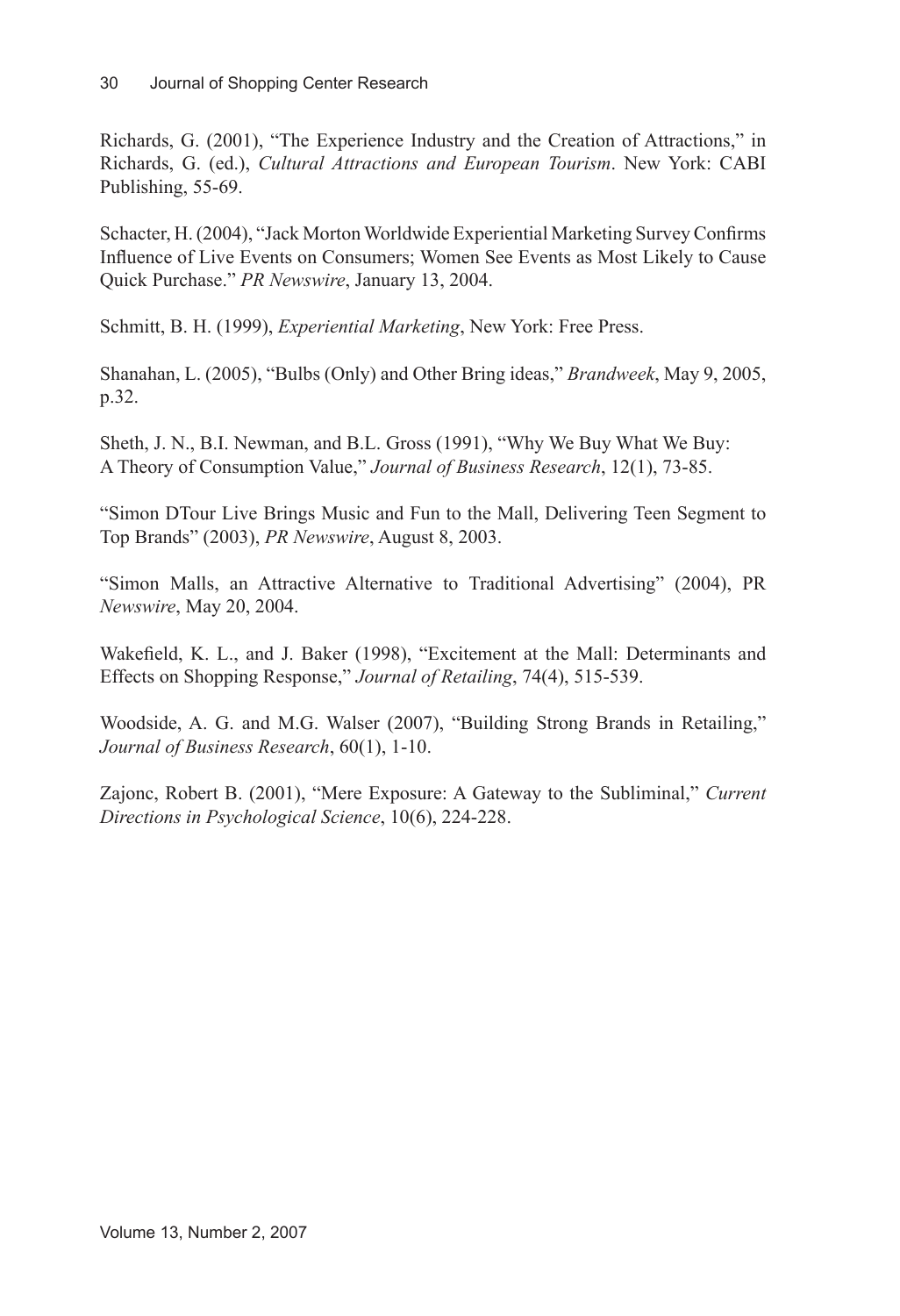Richards, G. (2001), "The Experience Industry and the Creation of Attractions," in Richards, G. (ed.), *Cultural Attractions and European Tourism*. New York: CABI Publishing, 55-69.

Schacter, H. (2004), "Jack Morton Worldwide Experiential Marketing Survey Confirms Influence of Live Events on Consumers; Women See Events as Most Likely to Cause Quick Purchase." *PR Newswire*, January 13, 2004.

Schmitt, B. H. (1999), *Experiential Marketing*, New York: Free Press.

Shanahan, L. (2005), "Bulbs (Only) and Other Bring ideas," *Brandweek*, May 9, 2005, p.32.

Sheth, J. N., B.I. Newman, and B.L. Gross (1991), "Why We Buy What We Buy: A Theory of Consumption Value," *Journal of Business Research*, 12(1), 73-85.

"Simon DTour Live Brings Music and Fun to the Mall, Delivering Teen Segment to Top Brands" (2003), *PR Newswire*, August 8, 2003.

"Simon Malls, an Attractive Alternative to Traditional Advertising" (2004), PR *Newswire*, May 20, 2004.

Wakefield, K. L., and J. Baker (1998), "Excitement at the Mall: Determinants and Effects on Shopping Response," *Journal of Retailing*, 74(4), 515-539.

Woodside, A. G. and M.G. Walser (2007), "Building Strong Brands in Retailing," *Journal of Business Research*, 60(1), 1-10.

Zajonc, Robert B. (2001), "Mere Exposure: A Gateway to the Subliminal," *Current Directions in Psychological Science*, 10(6), 224-228.